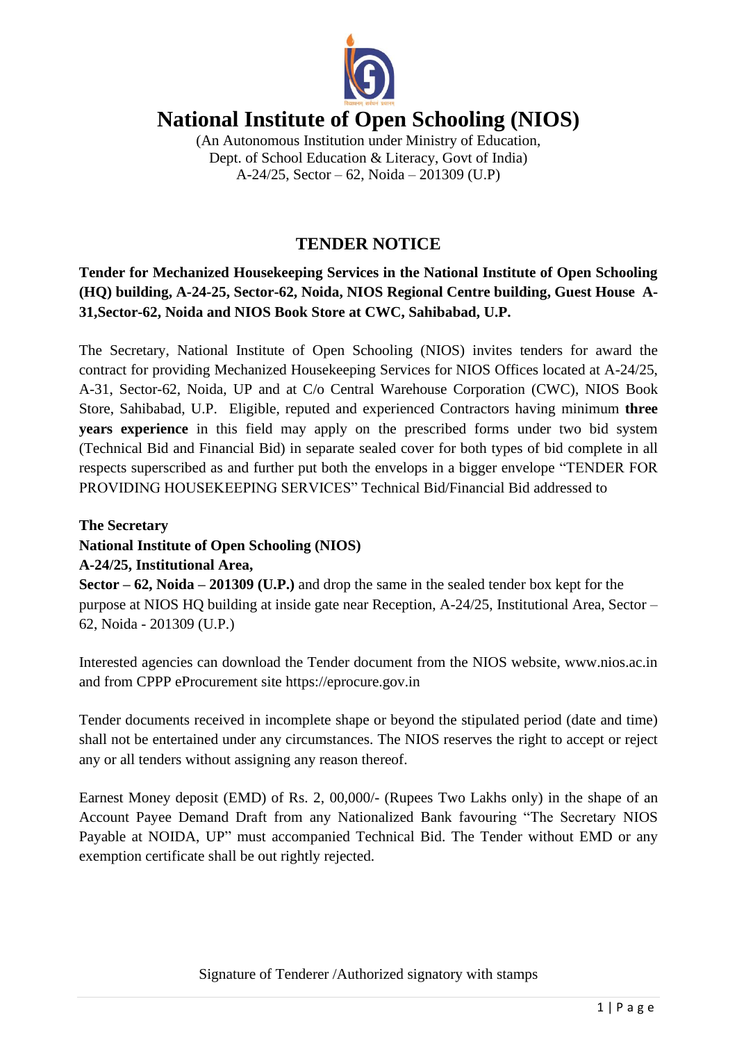# National Institute of Open Schooling (NIOS)

(An Autonomous Institution under Ministry of Education, Dept. of School Education & Literacy, Govt of India)
A-24/25, Sector – 62, Noida – 201309 (U.P)

## TENDER NOTICE

**Tender for Mechanized Housekeeping Services in the National Institute of Open Schooling (HQ) building, A-24-25, Sector-62, Noida, NIOS Regional Centre building, Guest House A-31,Sector-62, Noida and NIOS Book Store at CWC, Sahibabad, U.P.**

The Secretary, National Institute of Open Schooling (NIOS) invites tenders for award the contract for providing Mechanized Housekeeping Services for NIOS Offices located at A-24/25, A-31, Sector-62, Noida, UP and at C/o Central Warehouse Corporation (CWC), NIOS Book Store, Sahibabad, U.P. Eligible, reputed and experienced Contractors having minimum **three years experience** in this field may apply on the prescribed forms under two bid system (Technical Bid and Financial Bid) in separate sealed cover for both types of bid complete in all respects superscribed as and further put both the envelops in a bigger envelope "TENDER FOR PROVIDING HOUSEKEEPING SERVICES" Technical Bid/Financial Bid addressed to

**The Secretary**
**National Institute of Open Schooling (NIOS)**
**A-24/25, Institutional Area,**
**Sector – 62, Noida – 201309 (U.P.)** and drop the same in the sealed tender box kept for the purpose at NIOS HQ building at inside gate near Reception, A-24/25, Institutional Area, Sector – 62, Noida - 201309 (U.P.)

Interested agencies can download the Tender document from the NIOS website, www.nios.ac.in and from CPPP eProcurement site https://eprocure.gov.in

Tender documents received in incomplete shape or beyond the stipulated period (date and time) shall not be entertained under any circumstances. The NIOS reserves the right to accept or reject any or all tenders without assigning any reason thereof.

Earnest Money deposit (EMD) of Rs. 2, 00,000/- (Rupees Two Lakhs only) in the shape of an Account Payee Demand Draft from any Nationalized Bank favouring "The Secretary NIOS Payable at NOIDA, UP" must accompanied Technical Bid. The Tender without EMD or any exemption certificate shall be out rightly rejected.

Signature of Tenderer /Authorized signatory with stamps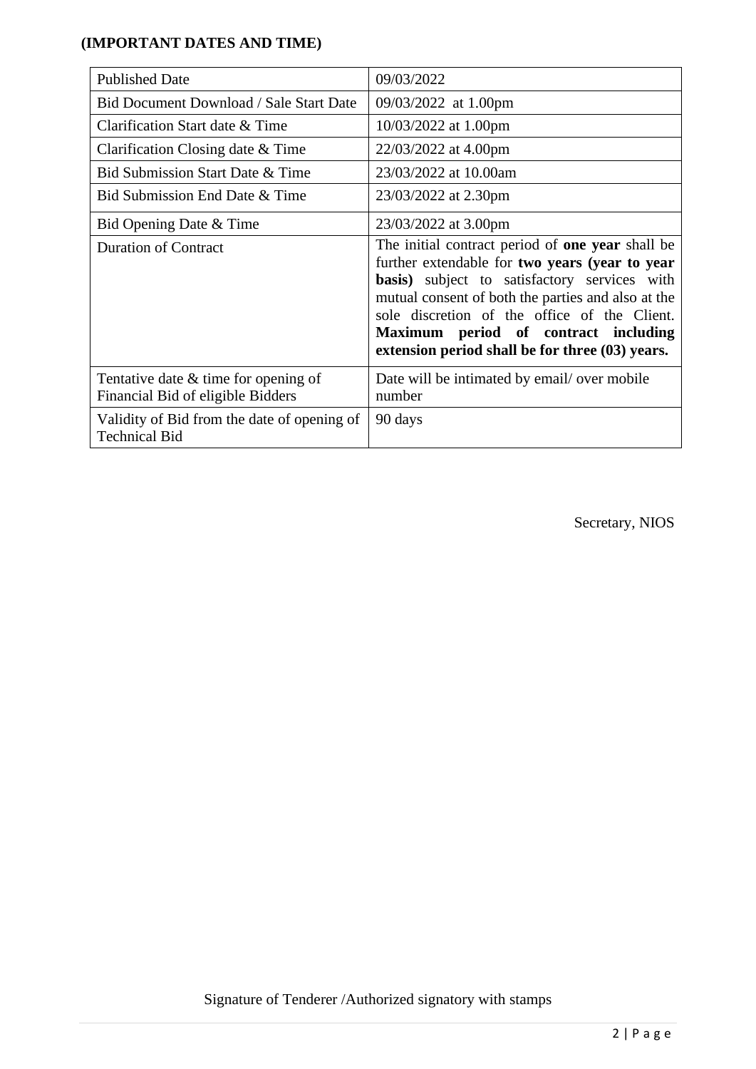**(IMPORTANT DATES AND TIME)**

| | |
|---|---|
| Published Date | 09/03/2022 |
| Bid Document Download / Sale Start Date | 09/03/2022 at 1.00pm |
| Clarification Start date & Time | 10/03/2022 at 1.00pm |
| Clarification Closing date & Time | 22/03/2022 at 4.00pm |
| Bid Submission Start Date & Time | 23/03/2022 at 10.00am |
| Bid Submission End Date & Time | 23/03/2022 at 2.30pm |
| Bid Opening Date & Time | 23/03/2022 at 3.00pm |
| Duration of Contract | The initial contract period of **one year** shall be further extendable for **two years (year to year basis)** subject to satisfactory services with mutual consent of both the parties and also at the sole discretion of the office of the Client. **Maximum period of contract including extension period shall be for three (03) years.** |
| Tentative date & time for opening of Financial Bid of eligible Bidders | Date will be intimated by email/ over mobile number |
| Validity of Bid from the date of opening of Technical Bid | 90 days |

Secretary, NIOS

Signature of Tenderer /Authorized signatory with stamps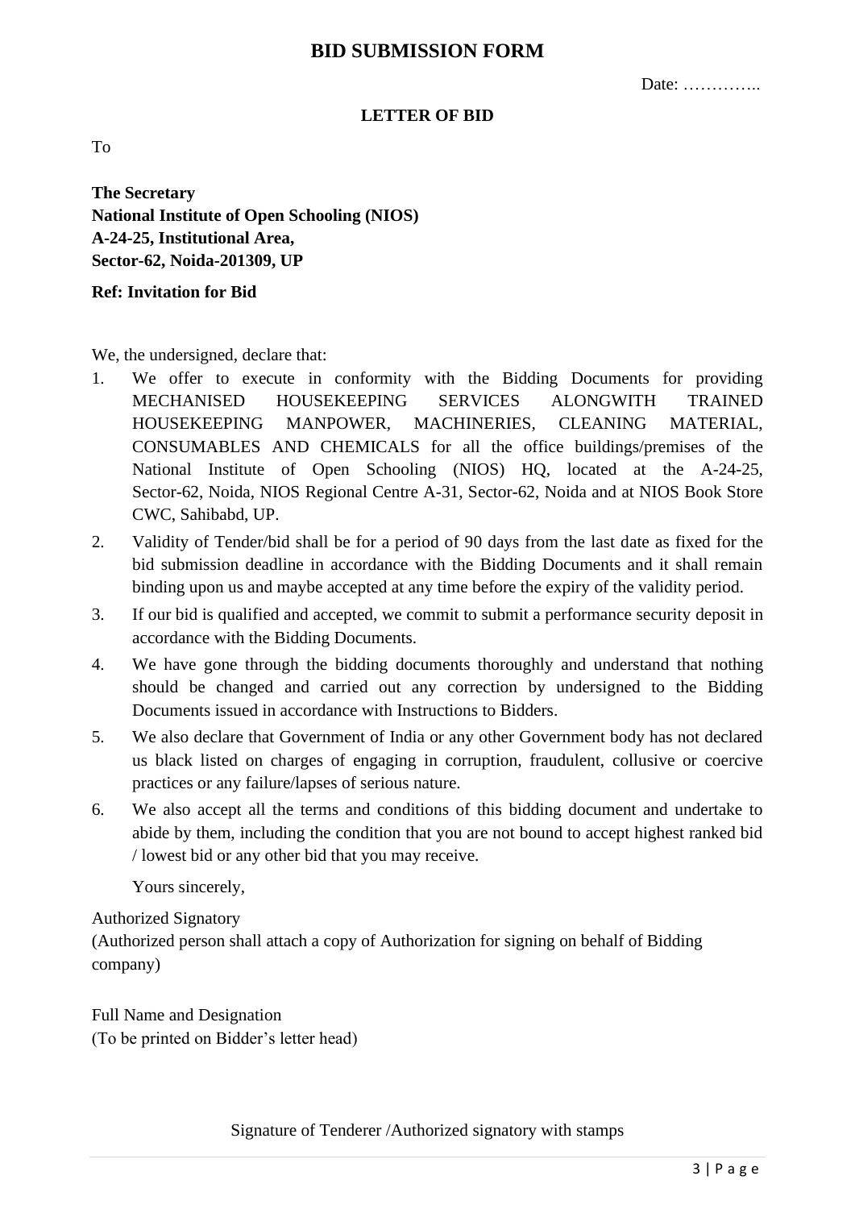# BID SUBMISSION FORM

Date: …………..

**LETTER OF BID**

To

**The Secretary**
**National Institute of Open Schooling (NIOS)**
**A-24-25, Institutional Area,**
**Sector-62, Noida-201309, UP**

**Ref: Invitation for Bid**

We, the undersigned, declare that:

1. We offer to execute in conformity with the Bidding Documents for providing MECHANISED HOUSEKEEPING SERVICES ALONGWITH TRAINED HOUSEKEEPING MANPOWER, MACHINERIES, CLEANING MATERIAL, CONSUMABLES AND CHEMICALS for all the office buildings/premises of the National Institute of Open Schooling (NIOS) HQ, located at the A-24-25, Sector-62, Noida, NIOS Regional Centre A-31, Sector-62, Noida and at NIOS Book Store CWC, Sahibabd, UP.
2. Validity of Tender/bid shall be for a period of 90 days from the last date as fixed for the bid submission deadline in accordance with the Bidding Documents and it shall remain binding upon us and maybe accepted at any time before the expiry of the validity period.
3. If our bid is qualified and accepted, we commit to submit a performance security deposit in accordance with the Bidding Documents.
4. We have gone through the bidding documents thoroughly and understand that nothing should be changed and carried out any correction by undersigned to the Bidding Documents issued in accordance with Instructions to Bidders.
5. We also declare that Government of India or any other Government body has not declared us black listed on charges of engaging in corruption, fraudulent, collusive or coercive practices or any failure/lapses of serious nature.
6. We also accept all the terms and conditions of this bidding document and undertake to abide by them, including the condition that you are not bound to accept highest ranked bid / lowest bid or any other bid that you may receive.

Yours sincerely,

Authorized Signatory
(Authorized person shall attach a copy of Authorization for signing on behalf of Bidding company)

Full Name and Designation
(To be printed on Bidder's letter head)

Signature of Tenderer /Authorized signatory with stamps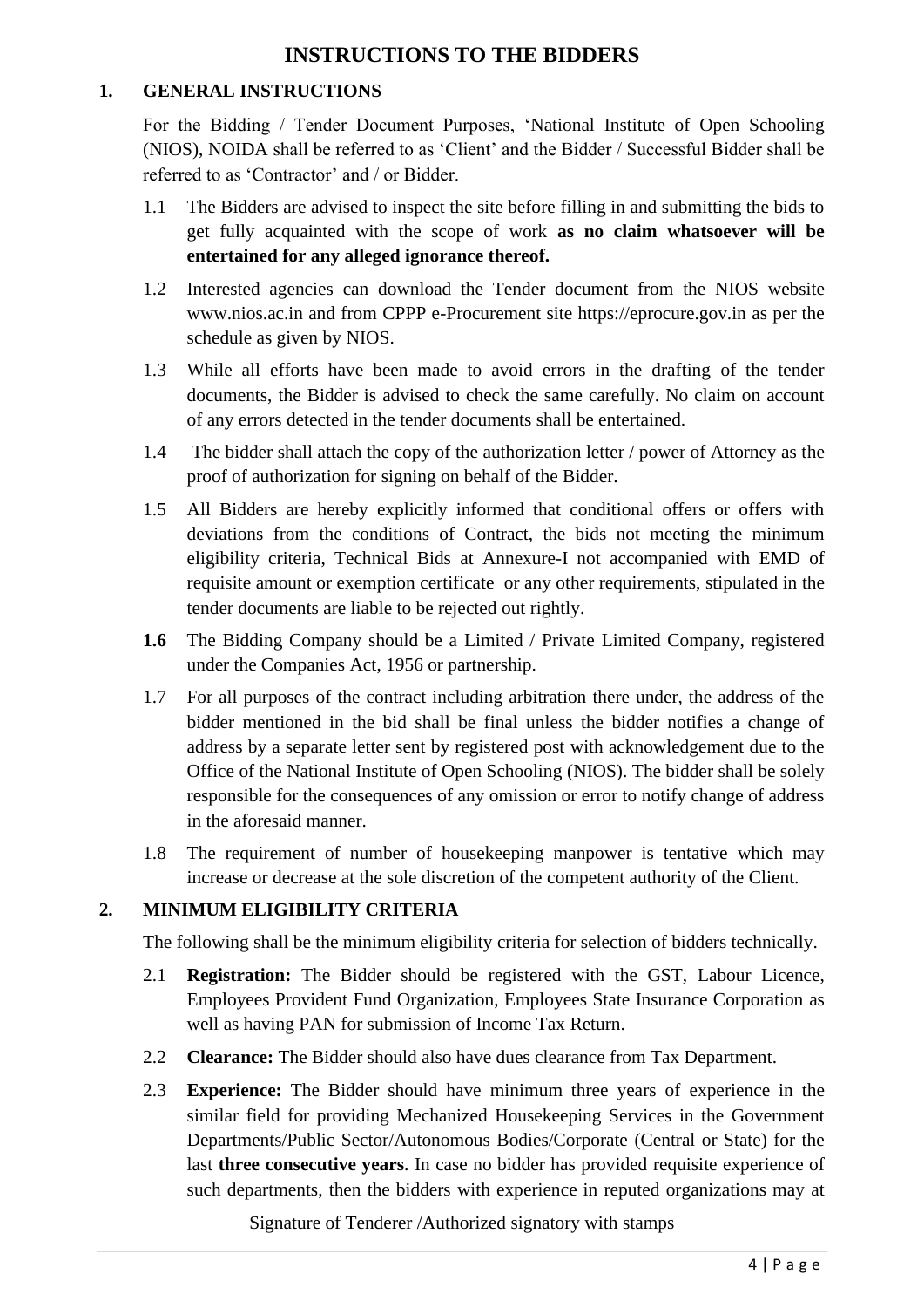# INSTRUCTIONS TO THE BIDDERS

## 1. GENERAL INSTRUCTIONS

For the Bidding / Tender Document Purposes, 'National Institute of Open Schooling (NIOS), NOIDA shall be referred to as 'Client' and the Bidder / Successful Bidder shall be referred to as 'Contractor' and / or Bidder.

1.1 The Bidders are advised to inspect the site before filling in and submitting the bids to get fully acquainted with the scope of work **as no claim whatsoever will be entertained for any alleged ignorance thereof.**

1.2 Interested agencies can download the Tender document from the NIOS website www.nios.ac.in and from CPPP e-Procurement site https://eprocure.gov.in as per the schedule as given by NIOS.

1.3 While all efforts have been made to avoid errors in the drafting of the tender documents, the Bidder is advised to check the same carefully. No claim on account of any errors detected in the tender documents shall be entertained.

1.4 The bidder shall attach the copy of the authorization letter / power of Attorney as the proof of authorization for signing on behalf of the Bidder.

1.5 All Bidders are hereby explicitly informed that conditional offers or offers with deviations from the conditions of Contract, the bids not meeting the minimum eligibility criteria, Technical Bids at Annexure-I not accompanied with EMD of requisite amount or exemption certificate or any other requirements, stipulated in the tender documents are liable to be rejected out rightly.

**1.6** The Bidding Company should be a Limited / Private Limited Company, registered under the Companies Act, 1956 or partnership.

1.7 For all purposes of the contract including arbitration there under, the address of the bidder mentioned in the bid shall be final unless the bidder notifies a change of address by a separate letter sent by registered post with acknowledgement due to the Office of the National Institute of Open Schooling (NIOS). The bidder shall be solely responsible for the consequences of any omission or error to notify change of address in the aforesaid manner.

1.8 The requirement of number of housekeeping manpower is tentative which may increase or decrease at the sole discretion of the competent authority of the Client.

## 2. MINIMUM ELIGIBILITY CRITERIA

The following shall be the minimum eligibility criteria for selection of bidders technically.

2.1 **Registration:** The Bidder should be registered with the GST, Labour Licence, Employees Provident Fund Organization, Employees State Insurance Corporation as well as having PAN for submission of Income Tax Return.

2.2 **Clearance:** The Bidder should also have dues clearance from Tax Department.

2.3 **Experience:** The Bidder should have minimum three years of experience in the similar field for providing Mechanized Housekeeping Services in the Government Departments/Public Sector/Autonomous Bodies/Corporate (Central or State) for the last **three consecutive years**. In case no bidder has provided requisite experience of such departments, then the bidders with experience in reputed organizations may at

Signature of Tenderer /Authorized signatory with stamps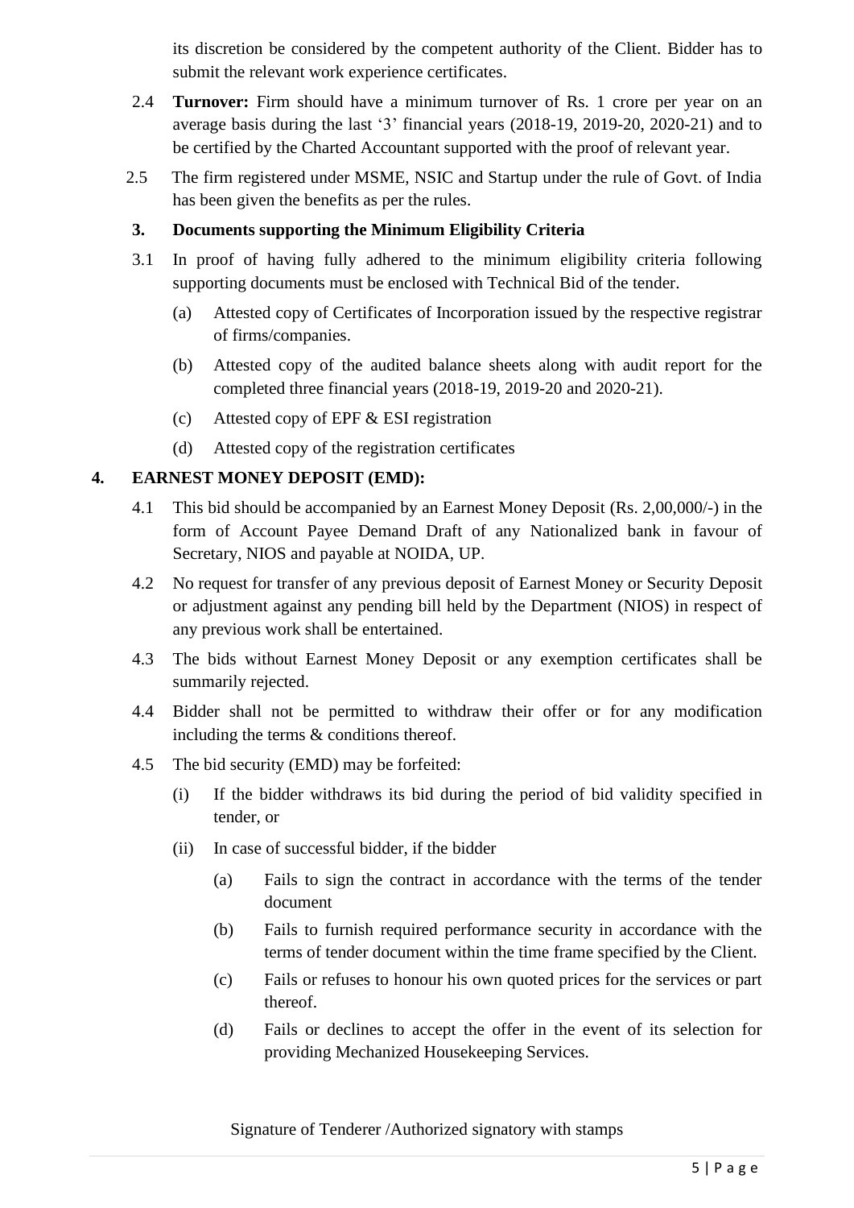its discretion be considered by the competent authority of the Client. Bidder has to submit the relevant work experience certificates.

2.4 **Turnover:** Firm should have a minimum turnover of Rs. 1 crore per year on an average basis during the last '3' financial years (2018-19, 2019-20, 2020-21) and to be certified by the Charted Accountant supported with the proof of relevant year.

2.5 The firm registered under MSME, NSIC and Startup under the rule of Govt. of India has been given the benefits as per the rules.

**3. Documents supporting the Minimum Eligibility Criteria**

3.1 In proof of having fully adhered to the minimum eligibility criteria following supporting documents must be enclosed with Technical Bid of the tender.

(a) Attested copy of Certificates of Incorporation issued by the respective registrar of firms/companies.

(b) Attested copy of the audited balance sheets along with audit report for the completed three financial years (2018-19, 2019-20 and 2020-21).

(c) Attested copy of EPF & ESI registration

(d) Attested copy of the registration certificates

**4. EARNEST MONEY DEPOSIT (EMD):**

4.1 This bid should be accompanied by an Earnest Money Deposit (Rs. 2,00,000/-) in the form of Account Payee Demand Draft of any Nationalized bank in favour of Secretary, NIOS and payable at NOIDA, UP.

4.2 No request for transfer of any previous deposit of Earnest Money or Security Deposit or adjustment against any pending bill held by the Department (NIOS) in respect of any previous work shall be entertained.

4.3 The bids without Earnest Money Deposit or any exemption certificates shall be summarily rejected.

4.4 Bidder shall not be permitted to withdraw their offer or for any modification including the terms & conditions thereof.

4.5 The bid security (EMD) may be forfeited:

(i) If the bidder withdraws its bid during the period of bid validity specified in tender, or

(ii) In case of successful bidder, if the bidder

(a) Fails to sign the contract in accordance with the terms of the tender document

(b) Fails to furnish required performance security in accordance with the terms of tender document within the time frame specified by the Client.

(c) Fails or refuses to honour his own quoted prices for the services or part thereof.

(d) Fails or declines to accept the offer in the event of its selection for providing Mechanized Housekeeping Services.

Signature of Tenderer /Authorized signatory with stamps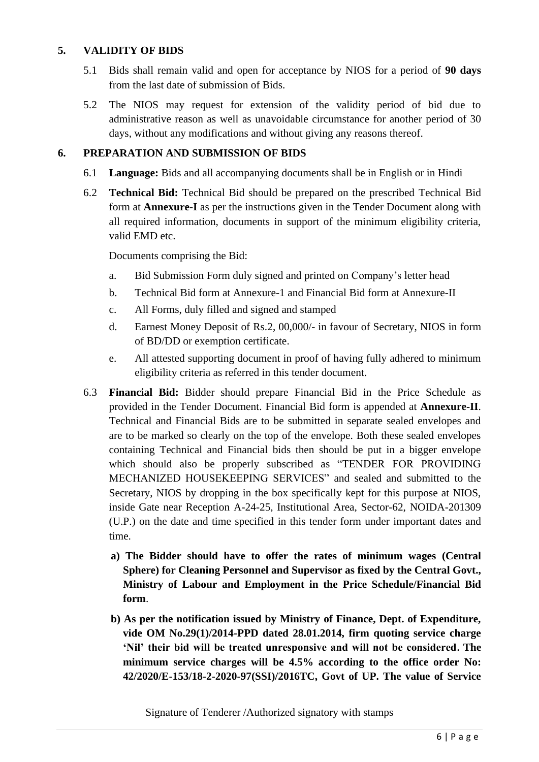## 5. VALIDITY OF BIDS

5.1 Bids shall remain valid and open for acceptance by NIOS for a period of **90 days** from the last date of submission of Bids.

5.2 The NIOS may request for extension of the validity period of bid due to administrative reason as well as unavoidable circumstance for another period of 30 days, without any modifications and without giving any reasons thereof.

## 6. PREPARATION AND SUBMISSION OF BIDS

6.1 **Language:** Bids and all accompanying documents shall be in English or in Hindi

6.2 **Technical Bid:** Technical Bid should be prepared on the prescribed Technical Bid form at **Annexure-I** as per the instructions given in the Tender Document along with all required information, documents in support of the minimum eligibility criteria, valid EMD etc.

Documents comprising the Bid:

a. Bid Submission Form duly signed and printed on Company's letter head

b. Technical Bid form at Annexure-1 and Financial Bid form at Annexure-II

c. All Forms, duly filled and signed and stamped

d. Earnest Money Deposit of Rs.2, 00,000/- in favour of Secretary, NIOS in form of BD/DD or exemption certificate.

e. All attested supporting document in proof of having fully adhered to minimum eligibility criteria as referred in this tender document.

6.3 **Financial Bid:** Bidder should prepare Financial Bid in the Price Schedule as provided in the Tender Document. Financial Bid form is appended at **Annexure-II**. Technical and Financial Bids are to be submitted in separate sealed envelopes and are to be marked so clearly on the top of the envelope. Both these sealed envelopes containing Technical and Financial bids then should be put in a bigger envelope which should also be properly subscribed as "TENDER FOR PROVIDING MECHANIZED HOUSEKEEPING SERVICES" and sealed and submitted to the Secretary, NIOS by dropping in the box specifically kept for this purpose at NIOS, inside Gate near Reception A-24-25, Institutional Area, Sector-62, NOIDA-201309 (U.P.) on the date and time specified in this tender form under important dates and time.

**a) The Bidder should have to offer the rates of minimum wages (Central Sphere) for Cleaning Personnel and Supervisor as fixed by the Central Govt., Ministry of Labour and Employment in the Price Schedule/Financial Bid form**.

**b) As per the notification issued by Ministry of Finance, Dept. of Expenditure, vide OM No.29(1)/2014-PPD dated 28.01.2014, firm quoting service charge 'Nil' their bid will be treated unresponsive and will not be considered. The minimum service charges will be 4.5% according to the office order No: 42/2020/E-153/18-2-2020-97(SSI)/2016TC, Govt of UP. The value of Service**

Signature of Tenderer /Authorized signatory with stamps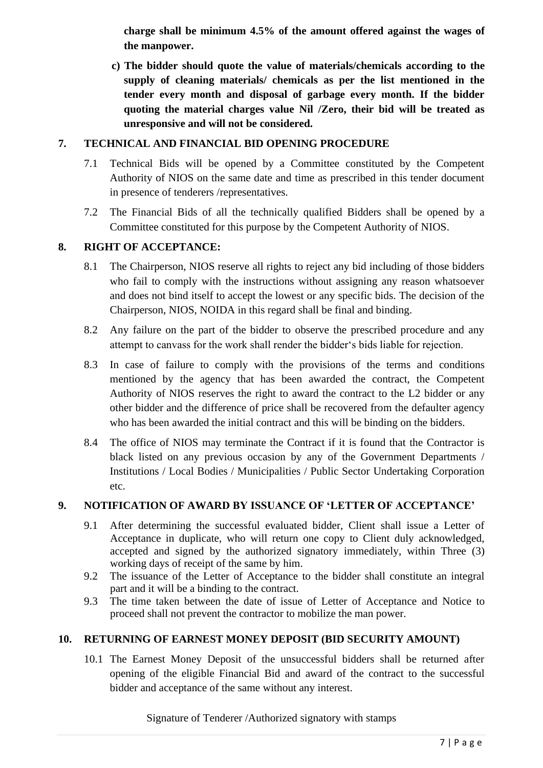**charge shall be minimum 4.5% of the amount offered against the wages of the manpower.**

**c) The bidder should quote the value of materials/chemicals according to the supply of cleaning materials/ chemicals as per the list mentioned in the tender every month and disposal of garbage every month. If the bidder quoting the material charges value Nil /Zero, their bid will be treated as unresponsive and will not be considered.**

## 7. TECHNICAL AND FINANCIAL BID OPENING PROCEDURE

7.1 Technical Bids will be opened by a Committee constituted by the Competent Authority of NIOS on the same date and time as prescribed in this tender document in presence of tenderers /representatives.

7.2 The Financial Bids of all the technically qualified Bidders shall be opened by a Committee constituted for this purpose by the Competent Authority of NIOS.

## 8. RIGHT OF ACCEPTANCE:

8.1 The Chairperson, NIOS reserve all rights to reject any bid including of those bidders who fail to comply with the instructions without assigning any reason whatsoever and does not bind itself to accept the lowest or any specific bids. The decision of the Chairperson, NIOS, NOIDA in this regard shall be final and binding.

8.2 Any failure on the part of the bidder to observe the prescribed procedure and any attempt to canvass for the work shall render the bidder's bids liable for rejection.

8.3 In case of failure to comply with the provisions of the terms and conditions mentioned by the agency that has been awarded the contract, the Competent Authority of NIOS reserves the right to award the contract to the L2 bidder or any other bidder and the difference of price shall be recovered from the defaulter agency who has been awarded the initial contract and this will be binding on the bidders.

8.4 The office of NIOS may terminate the Contract if it is found that the Contractor is black listed on any previous occasion by any of the Government Departments / Institutions / Local Bodies / Municipalities / Public Sector Undertaking Corporation etc.

## 9. NOTIFICATION OF AWARD BY ISSUANCE OF 'LETTER OF ACCEPTANCE'

9.1 After determining the successful evaluated bidder, Client shall issue a Letter of Acceptance in duplicate, who will return one copy to Client duly acknowledged, accepted and signed by the authorized signatory immediately, within Three (3) working days of receipt of the same by him.

9.2 The issuance of the Letter of Acceptance to the bidder shall constitute an integral part and it will be a binding to the contract.

9.3 The time taken between the date of issue of Letter of Acceptance and Notice to proceed shall not prevent the contractor to mobilize the man power.

## 10. RETURNING OF EARNEST MONEY DEPOSIT (BID SECURITY AMOUNT)

10.1 The Earnest Money Deposit of the unsuccessful bidders shall be returned after opening of the eligible Financial Bid and award of the contract to the successful bidder and acceptance of the same without any interest.

Signature of Tenderer /Authorized signatory with stamps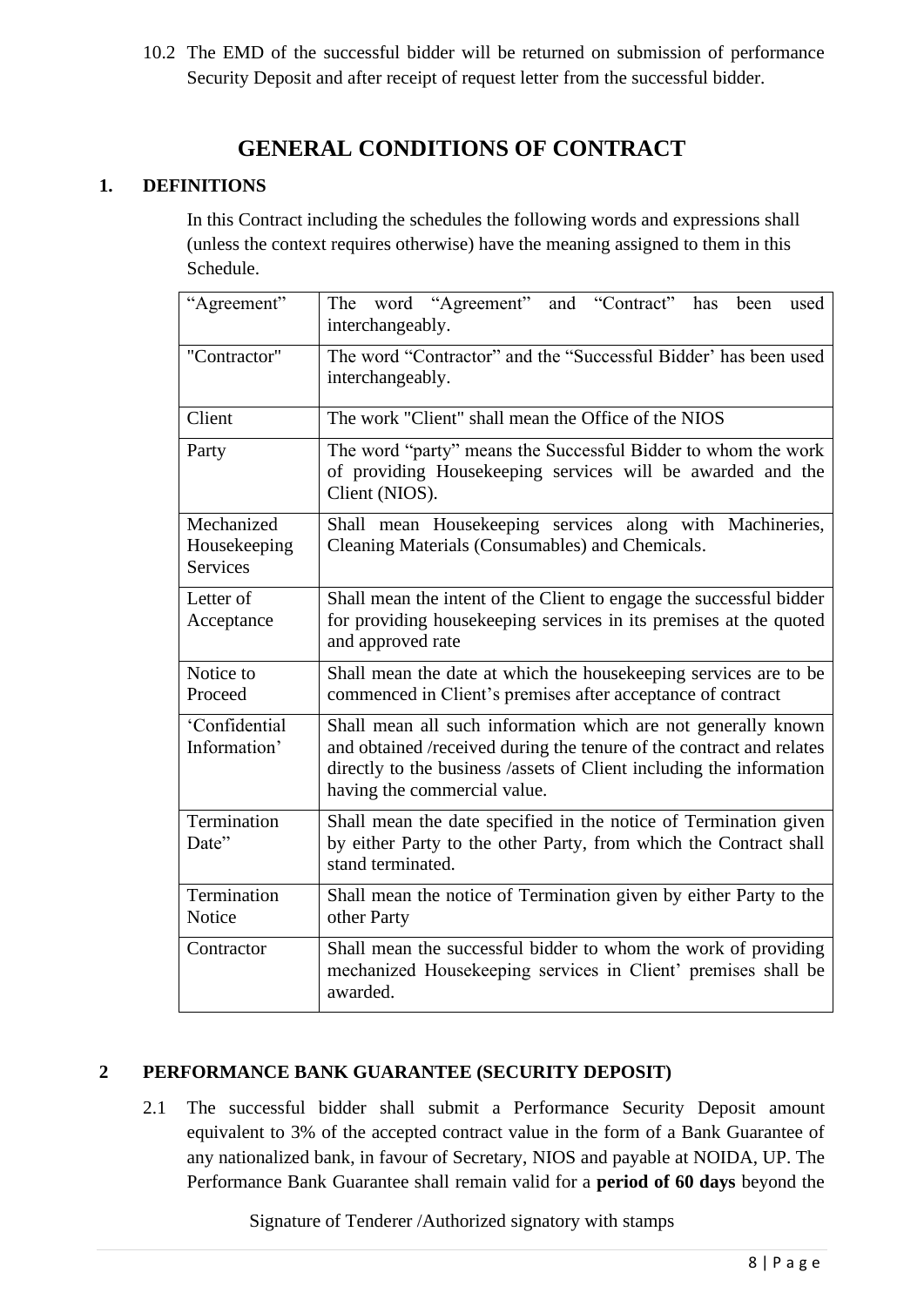10.2 The EMD of the successful bidder will be returned on submission of performance Security Deposit and after receipt of request letter from the successful bidder.

# GENERAL CONDITIONS OF CONTRACT

## 1. DEFINITIONS

In this Contract including the schedules the following words and expressions shall (unless the context requires otherwise) have the meaning assigned to them in this Schedule.

| | |
|---|---|
| "Agreement" | The word "Agreement" and "Contract" has been used interchangeably. |
| "Contractor" | The word "Contractor" and the "Successful Bidder' has been used interchangeably. |
| Client | The work "Client" shall mean the Office of the NIOS |
| Party | The word "party" means the Successful Bidder to whom the work of providing Housekeeping services will be awarded and the Client (NIOS). |
| Mechanized Housekeeping Services | Shall mean Housekeeping services along with Machineries, Cleaning Materials (Consumables) and Chemicals. |
| Letter of Acceptance | Shall mean the intent of the Client to engage the successful bidder for providing housekeeping services in its premises at the quoted and approved rate |
| Notice to Proceed | Shall mean the date at which the housekeeping services are to be commenced in Client's premises after acceptance of contract |
| 'Confidential Information' | Shall mean all such information which are not generally known and obtained /received during the tenure of the contract and relates directly to the business /assets of Client including the information having the commercial value. |
| Termination Date" | Shall mean the date specified in the notice of Termination given by either Party to the other Party, from which the Contract shall stand terminated. |
| Termination Notice | Shall mean the notice of Termination given by either Party to the other Party |
| Contractor | Shall mean the successful bidder to whom the work of providing mechanized Housekeeping services in Client' premises shall be awarded. |

## 2 PERFORMANCE BANK GUARANTEE (SECURITY DEPOSIT)

2.1 The successful bidder shall submit a Performance Security Deposit amount equivalent to 3% of the accepted contract value in the form of a Bank Guarantee of any nationalized bank, in favour of Secretary, NIOS and payable at NOIDA, UP. The Performance Bank Guarantee shall remain valid for a **period of 60 days** beyond the

Signature of Tenderer /Authorized signatory with stamps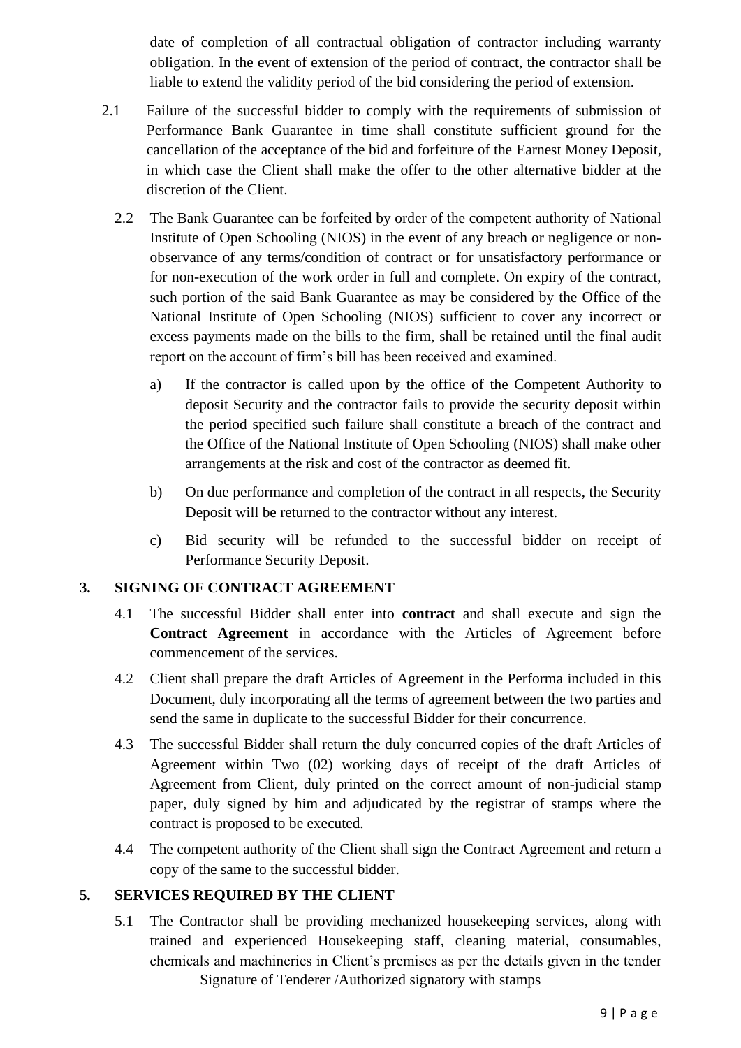date of completion of all contractual obligation of contractor including warranty obligation. In the event of extension of the period of contract, the contractor shall be liable to extend the validity period of the bid considering the period of extension.

2.1 Failure of the successful bidder to comply with the requirements of submission of Performance Bank Guarantee in time shall constitute sufficient ground for the cancellation of the acceptance of the bid and forfeiture of the Earnest Money Deposit, in which case the Client shall make the offer to the other alternative bidder at the discretion of the Client.

2.2 The Bank Guarantee can be forfeited by order of the competent authority of National Institute of Open Schooling (NIOS) in the event of any breach or negligence or non-observance of any terms/condition of contract or for unsatisfactory performance or for non-execution of the work order in full and complete. On expiry of the contract, such portion of the said Bank Guarantee as may be considered by the Office of the National Institute of Open Schooling (NIOS) sufficient to cover any incorrect or excess payments made on the bills to the firm, shall be retained until the final audit report on the account of firm's bill has been received and examined.

a) If the contractor is called upon by the office of the Competent Authority to deposit Security and the contractor fails to provide the security deposit within the period specified such failure shall constitute a breach of the contract and the Office of the National Institute of Open Schooling (NIOS) shall make other arrangements at the risk and cost of the contractor as deemed fit.

b) On due performance and completion of the contract in all respects, the Security Deposit will be returned to the contractor without any interest.

c) Bid security will be refunded to the successful bidder on receipt of Performance Security Deposit.

## 3. SIGNING OF CONTRACT AGREEMENT

4.1 The successful Bidder shall enter into **contract** and shall execute and sign the **Contract Agreement** in accordance with the Articles of Agreement before commencement of the services.

4.2 Client shall prepare the draft Articles of Agreement in the Performa included in this Document, duly incorporating all the terms of agreement between the two parties and send the same in duplicate to the successful Bidder for their concurrence.

4.3 The successful Bidder shall return the duly concurred copies of the draft Articles of Agreement within Two (02) working days of receipt of the draft Articles of Agreement from Client, duly printed on the correct amount of non-judicial stamp paper, duly signed by him and adjudicated by the registrar of stamps where the contract is proposed to be executed.

4.4 The competent authority of the Client shall sign the Contract Agreement and return a copy of the same to the successful bidder.

## 5. SERVICES REQUIRED BY THE CLIENT

5.1 The Contractor shall be providing mechanized housekeeping services, along with trained and experienced Housekeeping staff, cleaning material, consumables, chemicals and machineries in Client's premises as per the details given in the tender

Signature of Tenderer /Authorized signatory with stamps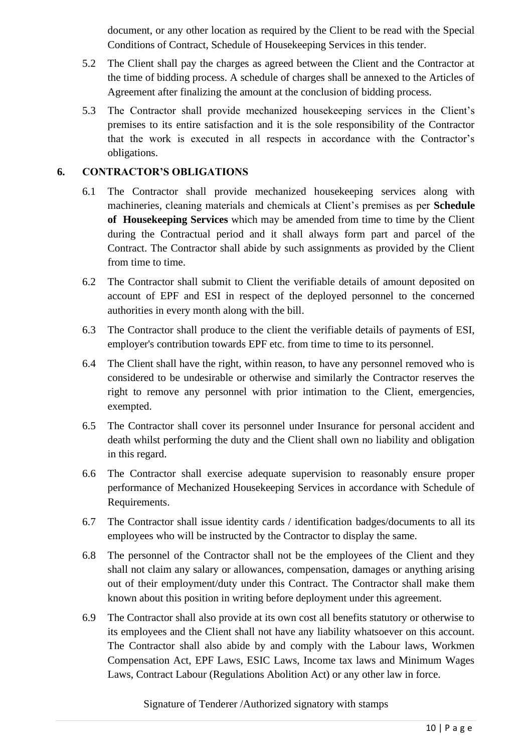document, or any other location as required by the Client to be read with the Special Conditions of Contract, Schedule of Housekeeping Services in this tender.

5.2 The Client shall pay the charges as agreed between the Client and the Contractor at the time of bidding process. A schedule of charges shall be annexed to the Articles of Agreement after finalizing the amount at the conclusion of bidding process.

5.3 The Contractor shall provide mechanized housekeeping services in the Client's premises to its entire satisfaction and it is the sole responsibility of the Contractor that the work is executed in all respects in accordance with the Contractor's obligations.

## 6. CONTRACTOR'S OBLIGATIONS

6.1 The Contractor shall provide mechanized housekeeping services along with machineries, cleaning materials and chemicals at Client's premises as per **Schedule of Housekeeping Services** which may be amended from time to time by the Client during the Contractual period and it shall always form part and parcel of the Contract. The Contractor shall abide by such assignments as provided by the Client from time to time.

6.2 The Contractor shall submit to Client the verifiable details of amount deposited on account of EPF and ESI in respect of the deployed personnel to the concerned authorities in every month along with the bill.

6.3 The Contractor shall produce to the client the verifiable details of payments of ESI, employer's contribution towards EPF etc. from time to time to its personnel.

6.4 The Client shall have the right, within reason, to have any personnel removed who is considered to be undesirable or otherwise and similarly the Contractor reserves the right to remove any personnel with prior intimation to the Client, emergencies, exempted.

6.5 The Contractor shall cover its personnel under Insurance for personal accident and death whilst performing the duty and the Client shall own no liability and obligation in this regard.

6.6 The Contractor shall exercise adequate supervision to reasonably ensure proper performance of Mechanized Housekeeping Services in accordance with Schedule of Requirements.

6.7 The Contractor shall issue identity cards / identification badges/documents to all its employees who will be instructed by the Contractor to display the same.

6.8 The personnel of the Contractor shall not be the employees of the Client and they shall not claim any salary or allowances, compensation, damages or anything arising out of their employment/duty under this Contract. The Contractor shall make them known about this position in writing before deployment under this agreement.

6.9 The Contractor shall also provide at its own cost all benefits statutory or otherwise to its employees and the Client shall not have any liability whatsoever on this account. The Contractor shall also abide by and comply with the Labour laws, Workmen Compensation Act, EPF Laws, ESIC Laws, Income tax laws and Minimum Wages Laws, Contract Labour (Regulations Abolition Act) or any other law in force.

Signature of Tenderer /Authorized signatory with stamps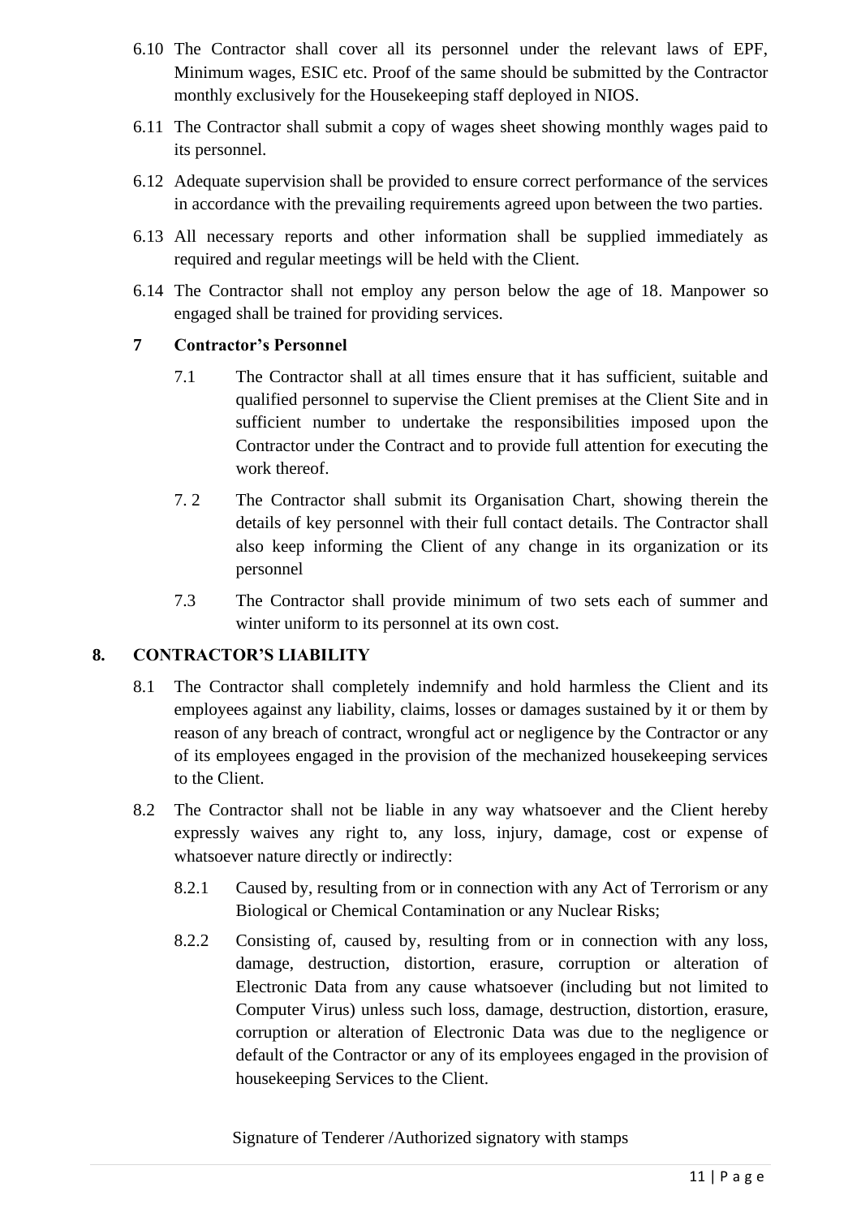6.10 The Contractor shall cover all its personnel under the relevant laws of EPF, Minimum wages, ESIC etc. Proof of the same should be submitted by the Contractor monthly exclusively for the Housekeeping staff deployed in NIOS.

6.11 The Contractor shall submit a copy of wages sheet showing monthly wages paid to its personnel.

6.12 Adequate supervision shall be provided to ensure correct performance of the services in accordance with the prevailing requirements agreed upon between the two parties.

6.13 All necessary reports and other information shall be supplied immediately as required and regular meetings will be held with the Client.

6.14 The Contractor shall not employ any person below the age of 18. Manpower so engaged shall be trained for providing services.

**7 Contractor's Personnel**

7.1 The Contractor shall at all times ensure that it has sufficient, suitable and qualified personnel to supervise the Client premises at the Client Site and in sufficient number to undertake the responsibilities imposed upon the Contractor under the Contract and to provide full attention for executing the work thereof.

7. 2 The Contractor shall submit its Organisation Chart, showing therein the details of key personnel with their full contact details. The Contractor shall also keep informing the Client of any change in its organization or its personnel

7.3 The Contractor shall provide minimum of two sets each of summer and winter uniform to its personnel at its own cost.

**8. CONTRACTOR'S LIABILITY**

8.1 The Contractor shall completely indemnify and hold harmless the Client and its employees against any liability, claims, losses or damages sustained by it or them by reason of any breach of contract, wrongful act or negligence by the Contractor or any of its employees engaged in the provision of the mechanized housekeeping services to the Client.

8.2 The Contractor shall not be liable in any way whatsoever and the Client hereby expressly waives any right to, any loss, injury, damage, cost or expense of whatsoever nature directly or indirectly:

8.2.1 Caused by, resulting from or in connection with any Act of Terrorism or any Biological or Chemical Contamination or any Nuclear Risks;

8.2.2 Consisting of, caused by, resulting from or in connection with any loss, damage, destruction, distortion, erasure, corruption or alteration of Electronic Data from any cause whatsoever (including but not limited to Computer Virus) unless such loss, damage, destruction, distortion, erasure, corruption or alteration of Electronic Data was due to the negligence or default of the Contractor or any of its employees engaged in the provision of housekeeping Services to the Client.

Signature of Tenderer /Authorized signatory with stamps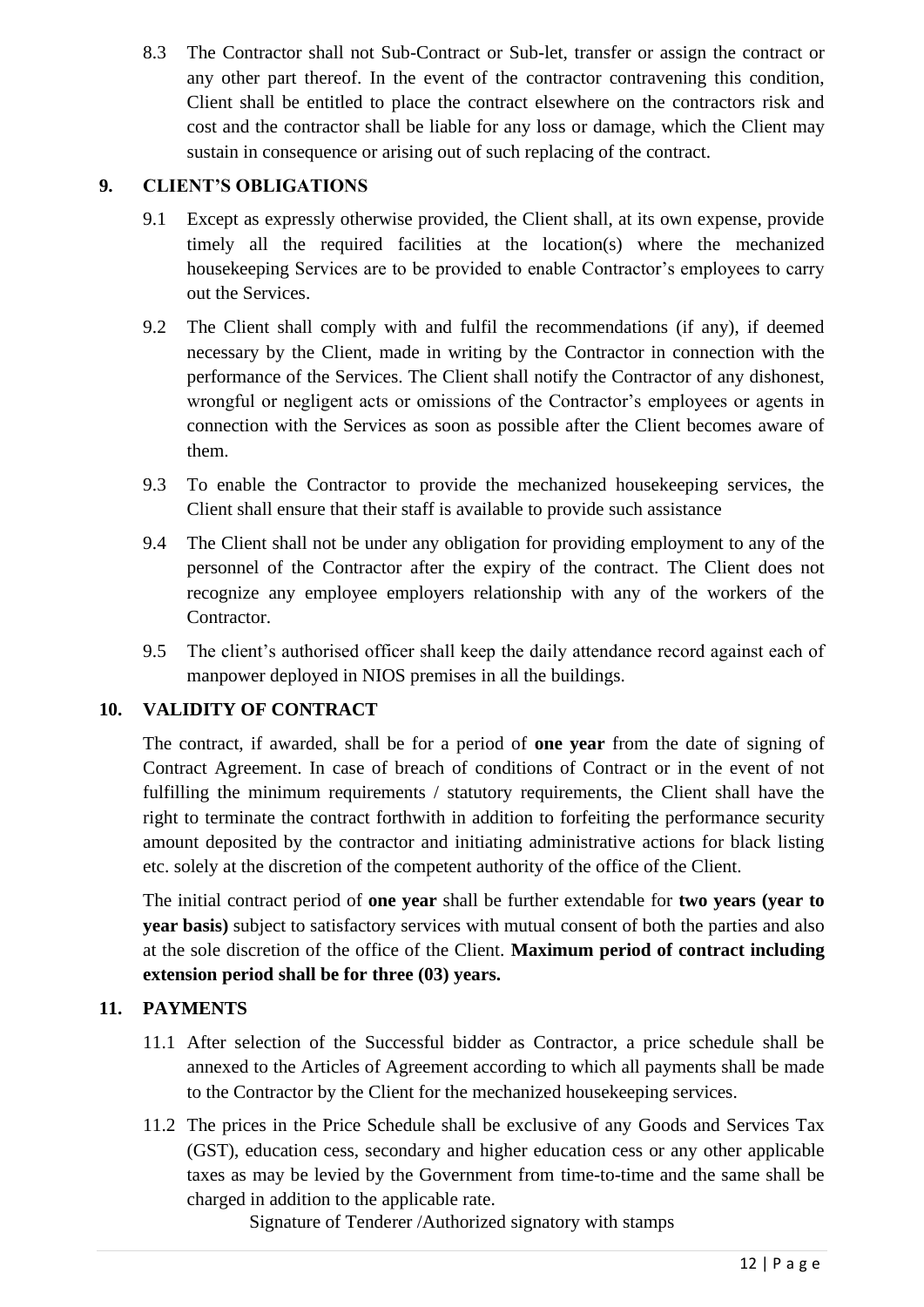8.3 The Contractor shall not Sub-Contract or Sub-let, transfer or assign the contract or any other part thereof. In the event of the contractor contravening this condition, Client shall be entitled to place the contract elsewhere on the contractors risk and cost and the contractor shall be liable for any loss or damage, which the Client may sustain in consequence or arising out of such replacing of the contract.

## 9. CLIENT'S OBLIGATIONS

9.1 Except as expressly otherwise provided, the Client shall, at its own expense, provide timely all the required facilities at the location(s) where the mechanized housekeeping Services are to be provided to enable Contractor's employees to carry out the Services.

9.2 The Client shall comply with and fulfil the recommendations (if any), if deemed necessary by the Client, made in writing by the Contractor in connection with the performance of the Services. The Client shall notify the Contractor of any dishonest, wrongful or negligent acts or omissions of the Contractor's employees or agents in connection with the Services as soon as possible after the Client becomes aware of them.

9.3 To enable the Contractor to provide the mechanized housekeeping services, the Client shall ensure that their staff is available to provide such assistance

9.4 The Client shall not be under any obligation for providing employment to any of the personnel of the Contractor after the expiry of the contract. The Client does not recognize any employee employers relationship with any of the workers of the Contractor.

9.5 The client's authorised officer shall keep the daily attendance record against each of manpower deployed in NIOS premises in all the buildings.

## 10. VALIDITY OF CONTRACT

The contract, if awarded, shall be for a period of **one year** from the date of signing of Contract Agreement. In case of breach of conditions of Contract or in the event of not fulfilling the minimum requirements / statutory requirements, the Client shall have the right to terminate the contract forthwith in addition to forfeiting the performance security amount deposited by the contractor and initiating administrative actions for black listing etc. solely at the discretion of the competent authority of the office of the Client.

The initial contract period of **one year** shall be further extendable for **two years (year to year basis)** subject to satisfactory services with mutual consent of both the parties and also at the sole discretion of the office of the Client. **Maximum period of contract including extension period shall be for three (03) years.**

## 11. PAYMENTS

11.1 After selection of the Successful bidder as Contractor, a price schedule shall be annexed to the Articles of Agreement according to which all payments shall be made to the Contractor by the Client for the mechanized housekeeping services.

11.2 The prices in the Price Schedule shall be exclusive of any Goods and Services Tax (GST), education cess, secondary and higher education cess or any other applicable taxes as may be levied by the Government from time-to-time and the same shall be charged in addition to the applicable rate.

Signature of Tenderer /Authorized signatory with stamps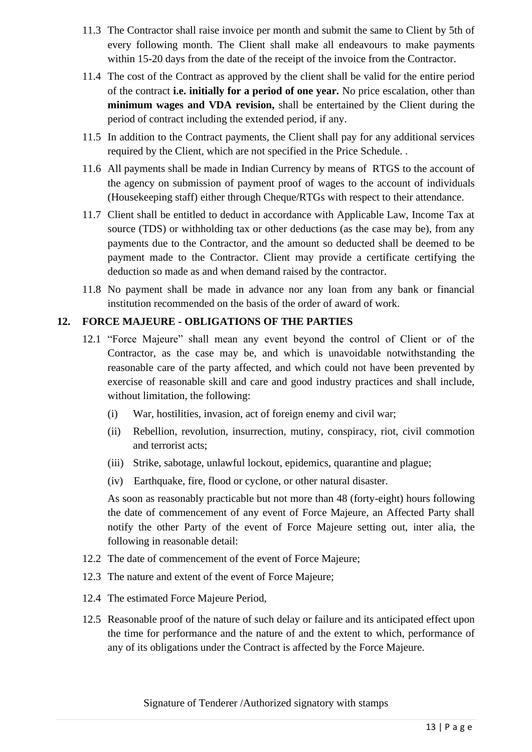11.3 The Contractor shall raise invoice per month and submit the same to Client by 5th of every following month. The Client shall make all endeavours to make payments within 15-20 days from the date of the receipt of the invoice from the Contractor.

11.4 The cost of the Contract as approved by the client shall be valid for the entire period of the contract **i.e. initially for a period of one year.** No price escalation, other than **minimum wages and VDA revision,** shall be entertained by the Client during the period of contract including the extended period, if any.

11.5 In addition to the Contract payments, the Client shall pay for any additional services required by the Client, which are not specified in the Price Schedule. .

11.6 All payments shall be made in Indian Currency by means of RTGS to the account of the agency on submission of payment proof of wages to the account of individuals (Housekeeping staff) either through Cheque/RTGs with respect to their attendance.

11.7 Client shall be entitled to deduct in accordance with Applicable Law, Income Tax at source (TDS) or withholding tax or other deductions (as the case may be), from any payments due to the Contractor, and the amount so deducted shall be deemed to be payment made to the Contractor. Client may provide a certificate certifying the deduction so made as and when demand raised by the contractor.

11.8 No payment shall be made in advance nor any loan from any bank or financial institution recommended on the basis of the order of award of work.

## 12. FORCE MAJEURE - OBLIGATIONS OF THE PARTIES

12.1 "Force Majeure" shall mean any event beyond the control of Client or of the Contractor, as the case may be, and which is unavoidable notwithstanding the reasonable care of the party affected, and which could not have been prevented by exercise of reasonable skill and care and good industry practices and shall include, without limitation, the following:

(i) War, hostilities, invasion, act of foreign enemy and civil war;

(ii) Rebellion, revolution, insurrection, mutiny, conspiracy, riot, civil commotion and terrorist acts;

(iii) Strike, sabotage, unlawful lockout, epidemics, quarantine and plague;

(iv) Earthquake, fire, flood or cyclone, or other natural disaster.

As soon as reasonably practicable but not more than 48 (forty-eight) hours following the date of commencement of any event of Force Majeure, an Affected Party shall notify the other Party of the event of Force Majeure setting out, inter alia, the following in reasonable detail:

12.2 The date of commencement of the event of Force Majeure;

12.3 The nature and extent of the event of Force Majeure;

12.4 The estimated Force Majeure Period,

12.5 Reasonable proof of the nature of such delay or failure and its anticipated effect upon the time for performance and the nature of and the extent to which, performance of any of its obligations under the Contract is affected by the Force Majeure.

Signature of Tenderer /Authorized signatory with stamps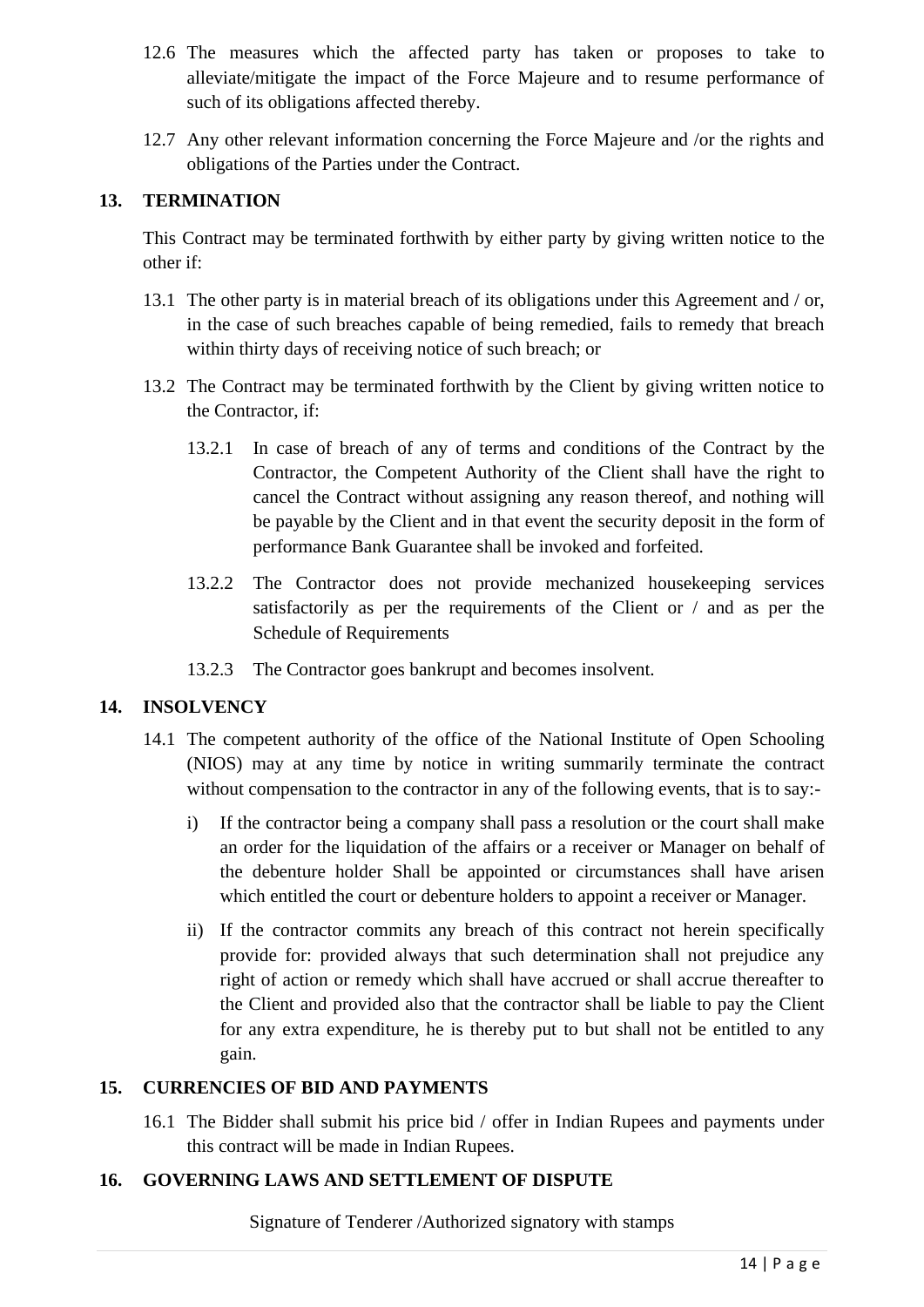12.6 The measures which the affected party has taken or proposes to take to alleviate/mitigate the impact of the Force Majeure and to resume performance of such of its obligations affected thereby.

12.7 Any other relevant information concerning the Force Majeure and /or the rights and obligations of the Parties under the Contract.

## 13. TERMINATION

This Contract may be terminated forthwith by either party by giving written notice to the other if:

13.1 The other party is in material breach of its obligations under this Agreement and / or, in the case of such breaches capable of being remedied, fails to remedy that breach within thirty days of receiving notice of such breach; or

13.2 The Contract may be terminated forthwith by the Client by giving written notice to the Contractor, if:

13.2.1 In case of breach of any of terms and conditions of the Contract by the Contractor, the Competent Authority of the Client shall have the right to cancel the Contract without assigning any reason thereof, and nothing will be payable by the Client and in that event the security deposit in the form of performance Bank Guarantee shall be invoked and forfeited.

13.2.2 The Contractor does not provide mechanized housekeeping services satisfactorily as per the requirements of the Client or / and as per the Schedule of Requirements

13.2.3 The Contractor goes bankrupt and becomes insolvent.

## 14. INSOLVENCY

14.1 The competent authority of the office of the National Institute of Open Schooling (NIOS) may at any time by notice in writing summarily terminate the contract without compensation to the contractor in any of the following events, that is to say:-

i) If the contractor being a company shall pass a resolution or the court shall make an order for the liquidation of the affairs or a receiver or Manager on behalf of the debenture holder Shall be appointed or circumstances shall have arisen which entitled the court or debenture holders to appoint a receiver or Manager.

ii) If the contractor commits any breach of this contract not herein specifically provide for: provided always that such determination shall not prejudice any right of action or remedy which shall have accrued or shall accrue thereafter to the Client and provided also that the contractor shall be liable to pay the Client for any extra expenditure, he is thereby put to but shall not be entitled to any gain.

## 15. CURRENCIES OF BID AND PAYMENTS

16.1 The Bidder shall submit his price bid / offer in Indian Rupees and payments under this contract will be made in Indian Rupees.

## 16. GOVERNING LAWS AND SETTLEMENT OF DISPUTE

Signature of Tenderer /Authorized signatory with stamps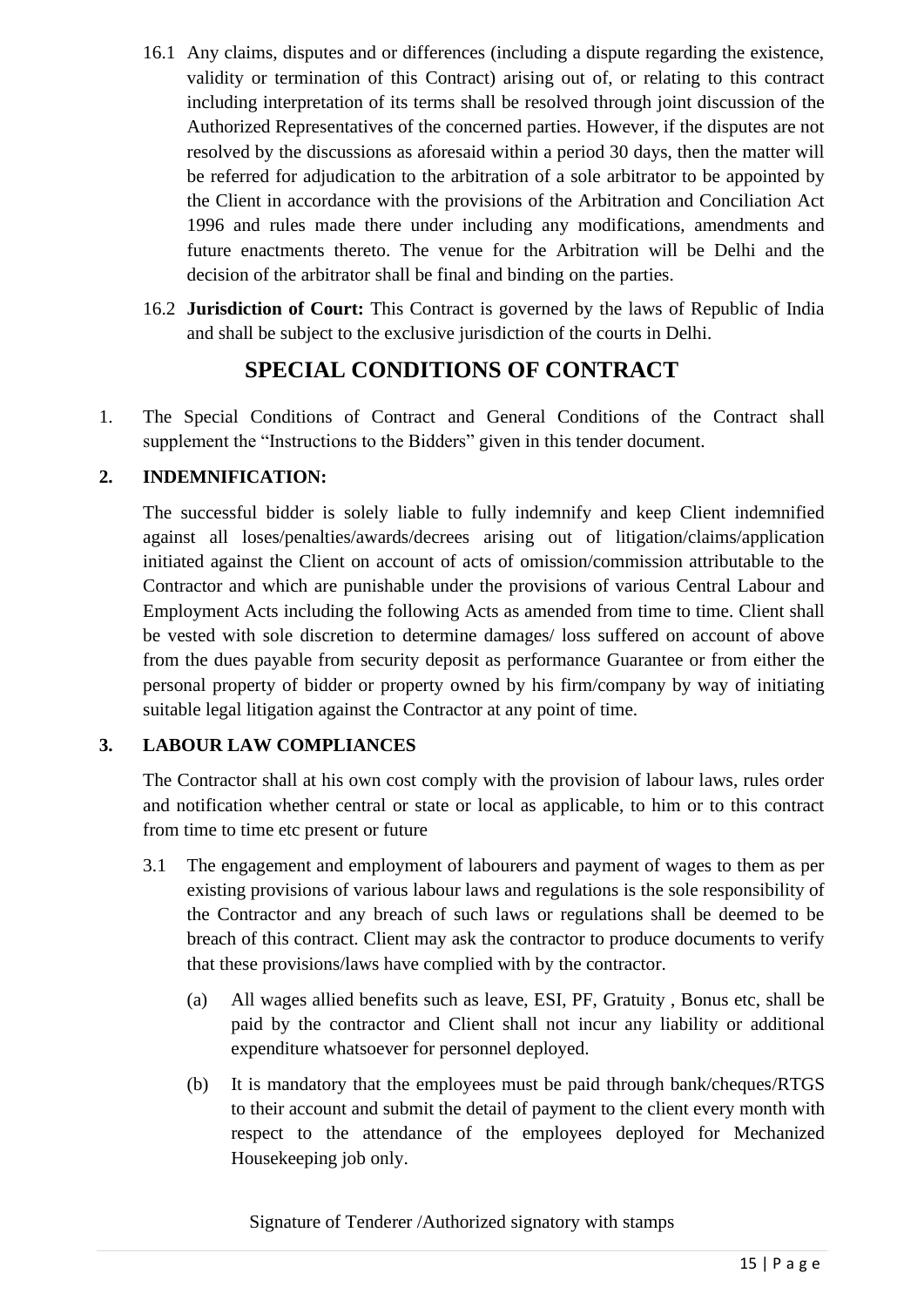16.1 Any claims, disputes and or differences (including a dispute regarding the existence, validity or termination of this Contract) arising out of, or relating to this contract including interpretation of its terms shall be resolved through joint discussion of the Authorized Representatives of the concerned parties. However, if the disputes are not resolved by the discussions as aforesaid within a period 30 days, then the matter will be referred for adjudication to the arbitration of a sole arbitrator to be appointed by the Client in accordance with the provisions of the Arbitration and Conciliation Act 1996 and rules made there under including any modifications, amendments and future enactments thereto. The venue for the Arbitration will be Delhi and the decision of the arbitrator shall be final and binding on the parties.

16.2 **Jurisdiction of Court:** This Contract is governed by the laws of Republic of India and shall be subject to the exclusive jurisdiction of the courts in Delhi.

## SPECIAL CONDITIONS OF CONTRACT

1. The Special Conditions of Contract and General Conditions of the Contract shall supplement the "Instructions to the Bidders" given in this tender document.

**2. INDEMNIFICATION:**

The successful bidder is solely liable to fully indemnify and keep Client indemnified against all loses/penalties/awards/decrees arising out of litigation/claims/application initiated against the Client on account of acts of omission/commission attributable to the Contractor and which are punishable under the provisions of various Central Labour and Employment Acts including the following Acts as amended from time to time. Client shall be vested with sole discretion to determine damages/ loss suffered on account of above from the dues payable from security deposit as performance Guarantee or from either the personal property of bidder or property owned by his firm/company by way of initiating suitable legal litigation against the Contractor at any point of time.

**3. LABOUR LAW COMPLIANCES**

The Contractor shall at his own cost comply with the provision of labour laws, rules order and notification whether central or state or local as applicable, to him or to this contract from time to time etc present or future

3.1 The engagement and employment of labourers and payment of wages to them as per existing provisions of various labour laws and regulations is the sole responsibility of the Contractor and any breach of such laws or regulations shall be deemed to be breach of this contract. Client may ask the contractor to produce documents to verify that these provisions/laws have complied with by the contractor.

(a) All wages allied benefits such as leave, ESI, PF, Gratuity , Bonus etc, shall be paid by the contractor and Client shall not incur any liability or additional expenditure whatsoever for personnel deployed.

(b) It is mandatory that the employees must be paid through bank/cheques/RTGS to their account and submit the detail of payment to the client every month with respect to the attendance of the employees deployed for Mechanized Housekeeping job only.

Signature of Tenderer /Authorized signatory with stamps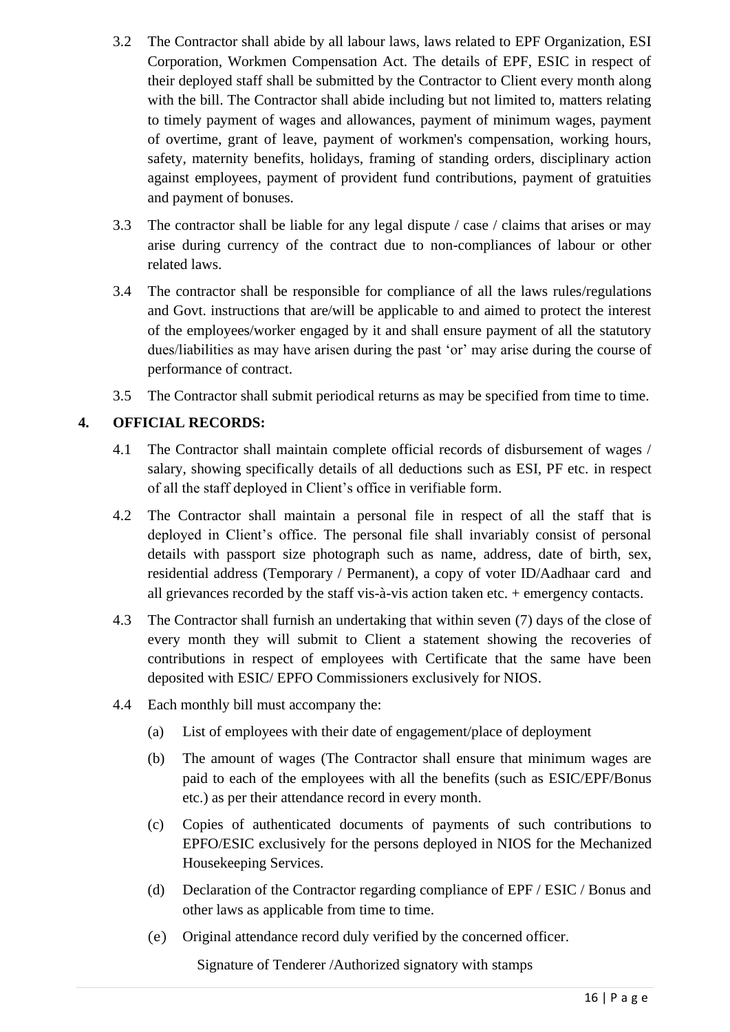3.2 The Contractor shall abide by all labour laws, laws related to EPF Organization, ESI Corporation, Workmen Compensation Act. The details of EPF, ESIC in respect of their deployed staff shall be submitted by the Contractor to Client every month along with the bill. The Contractor shall abide including but not limited to, matters relating to timely payment of wages and allowances, payment of minimum wages, payment of overtime, grant of leave, payment of workmen's compensation, working hours, safety, maternity benefits, holidays, framing of standing orders, disciplinary action against employees, payment of provident fund contributions, payment of gratuities and payment of bonuses.

3.3 The contractor shall be liable for any legal dispute / case / claims that arises or may arise during currency of the contract due to non-compliances of labour or other related laws.

3.4 The contractor shall be responsible for compliance of all the laws rules/regulations and Govt. instructions that are/will be applicable to and aimed to protect the interest of the employees/worker engaged by it and shall ensure payment of all the statutory dues/liabilities as may have arisen during the past 'or' may arise during the course of performance of contract.

3.5 The Contractor shall submit periodical returns as may be specified from time to time.

## 4. OFFICIAL RECORDS:

4.1 The Contractor shall maintain complete official records of disbursement of wages / salary, showing specifically details of all deductions such as ESI, PF etc. in respect of all the staff deployed in Client's office in verifiable form.

4.2 The Contractor shall maintain a personal file in respect of all the staff that is deployed in Client's office. The personal file shall invariably consist of personal details with passport size photograph such as name, address, date of birth, sex, residential address (Temporary / Permanent), a copy of voter ID/Aadhaar card and all grievances recorded by the staff vis-à-vis action taken etc. + emergency contacts.

4.3 The Contractor shall furnish an undertaking that within seven (7) days of the close of every month they will submit to Client a statement showing the recoveries of contributions in respect of employees with Certificate that the same have been deposited with ESIC/ EPFO Commissioners exclusively for NIOS.

4.4 Each monthly bill must accompany the:

(a) List of employees with their date of engagement/place of deployment

(b) The amount of wages (The Contractor shall ensure that minimum wages are paid to each of the employees with all the benefits (such as ESIC/EPF/Bonus etc.) as per their attendance record in every month.

(c) Copies of authenticated documents of payments of such contributions to EPFO/ESIC exclusively for the persons deployed in NIOS for the Mechanized Housekeeping Services.

(d) Declaration of the Contractor regarding compliance of EPF / ESIC / Bonus and other laws as applicable from time to time.

(e) Original attendance record duly verified by the concerned officer.

Signature of Tenderer /Authorized signatory with stamps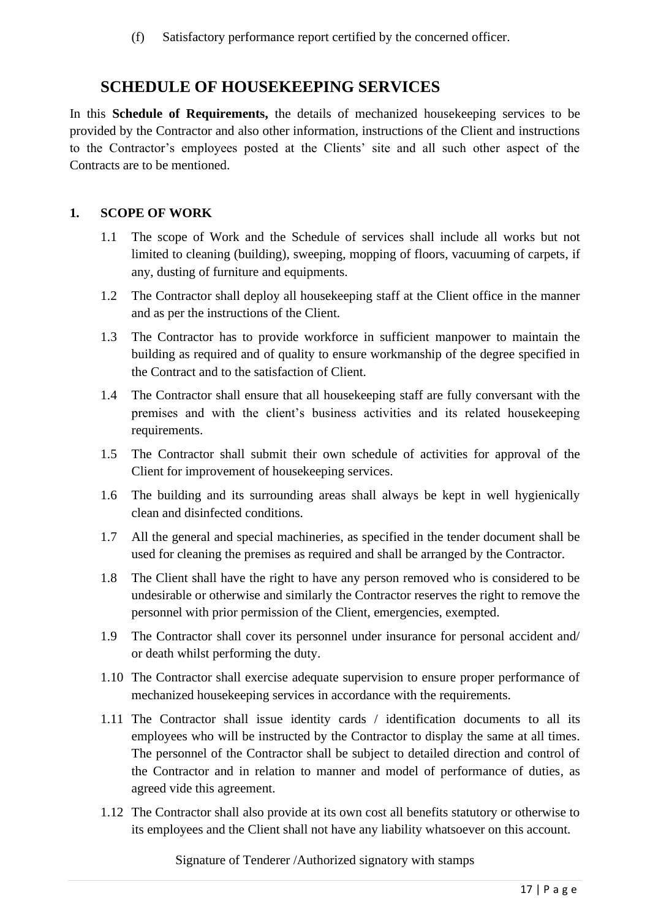(f) Satisfactory performance report certified by the concerned officer.

## SCHEDULE OF HOUSEKEEPING SERVICES

In this **Schedule of Requirements,** the details of mechanized housekeeping services to be provided by the Contractor and also other information, instructions of the Client and instructions to the Contractor's employees posted at the Clients' site and all such other aspect of the Contracts are to be mentioned.

### 1. SCOPE OF WORK

1.1 The scope of Work and the Schedule of services shall include all works but not limited to cleaning (building), sweeping, mopping of floors, vacuuming of carpets, if any, dusting of furniture and equipments.

1.2 The Contractor shall deploy all housekeeping staff at the Client office in the manner and as per the instructions of the Client.

1.3 The Contractor has to provide workforce in sufficient manpower to maintain the building as required and of quality to ensure workmanship of the degree specified in the Contract and to the satisfaction of Client.

1.4 The Contractor shall ensure that all housekeeping staff are fully conversant with the premises and with the client's business activities and its related housekeeping requirements.

1.5 The Contractor shall submit their own schedule of activities for approval of the Client for improvement of housekeeping services.

1.6 The building and its surrounding areas shall always be kept in well hygienically clean and disinfected conditions.

1.7 All the general and special machineries, as specified in the tender document shall be used for cleaning the premises as required and shall be arranged by the Contractor.

1.8 The Client shall have the right to have any person removed who is considered to be undesirable or otherwise and similarly the Contractor reserves the right to remove the personnel with prior permission of the Client, emergencies, exempted.

1.9 The Contractor shall cover its personnel under insurance for personal accident and/ or death whilst performing the duty.

1.10 The Contractor shall exercise adequate supervision to ensure proper performance of mechanized housekeeping services in accordance with the requirements.

1.11 The Contractor shall issue identity cards / identification documents to all its employees who will be instructed by the Contractor to display the same at all times. The personnel of the Contractor shall be subject to detailed direction and control of the Contractor and in relation to manner and model of performance of duties, as agreed vide this agreement.

1.12 The Contractor shall also provide at its own cost all benefits statutory or otherwise to its employees and the Client shall not have any liability whatsoever on this account.

Signature of Tenderer /Authorized signatory with stamps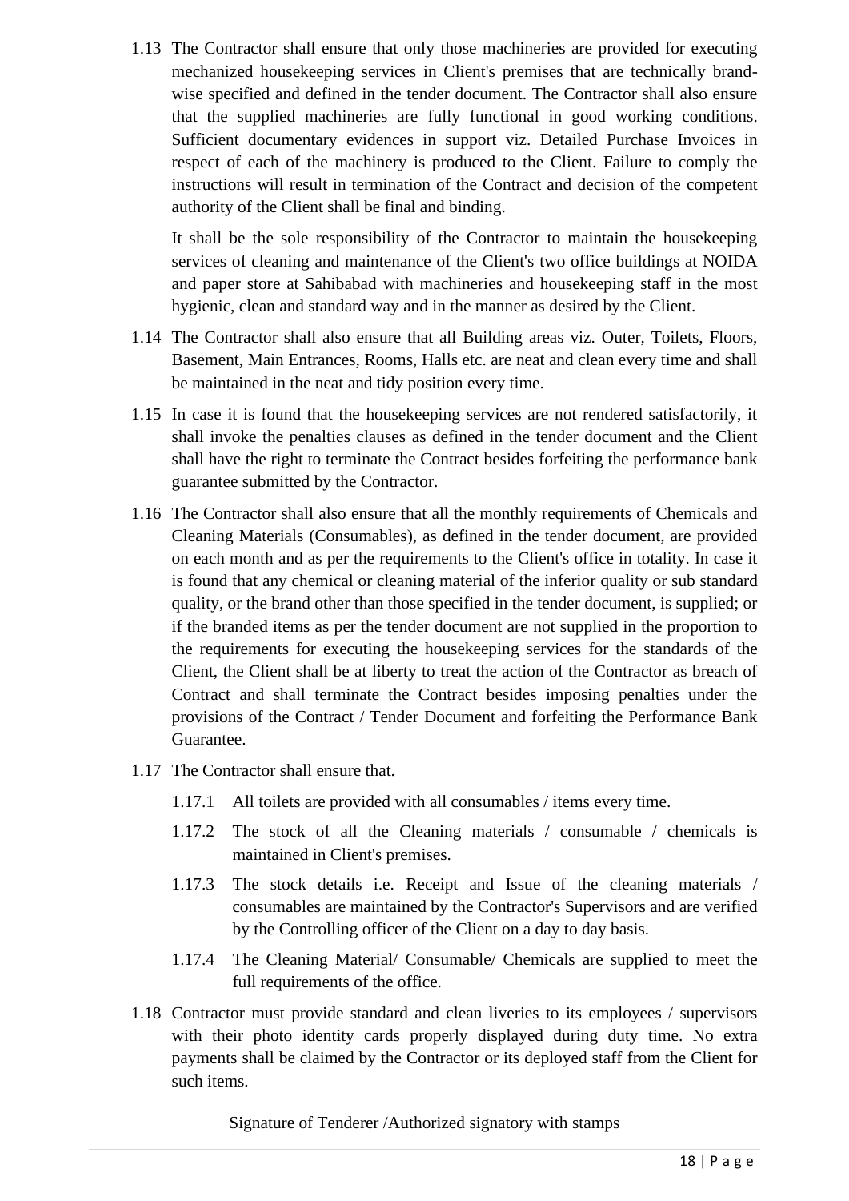1.13 The Contractor shall ensure that only those machineries are provided for executing mechanized housekeeping services in Client's premises that are technically brand-wise specified and defined in the tender document. The Contractor shall also ensure that the supplied machineries are fully functional in good working conditions. Sufficient documentary evidences in support viz. Detailed Purchase Invoices in respect of each of the machinery is produced to the Client. Failure to comply the instructions will result in termination of the Contract and decision of the competent authority of the Client shall be final and binding.

   It shall be the sole responsibility of the Contractor to maintain the housekeeping services of cleaning and maintenance of the Client's two office buildings at NOIDA and paper store at Sahibabad with machineries and housekeeping staff in the most hygienic, clean and standard way and in the manner as desired by the Client.

1.14 The Contractor shall also ensure that all Building areas viz. Outer, Toilets, Floors, Basement, Main Entrances, Rooms, Halls etc. are neat and clean every time and shall be maintained in the neat and tidy position every time.

1.15 In case it is found that the housekeeping services are not rendered satisfactorily, it shall invoke the penalties clauses as defined in the tender document and the Client shall have the right to terminate the Contract besides forfeiting the performance bank guarantee submitted by the Contractor.

1.16 The Contractor shall also ensure that all the monthly requirements of Chemicals and Cleaning Materials (Consumables), as defined in the tender document, are provided on each month and as per the requirements to the Client's office in totality. In case it is found that any chemical or cleaning material of the inferior quality or sub standard quality, or the brand other than those specified in the tender document, is supplied; or if the branded items as per the tender document are not supplied in the proportion to the requirements for executing the housekeeping services for the standards of the Client, the Client shall be at liberty to treat the action of the Contractor as breach of Contract and shall terminate the Contract besides imposing penalties under the provisions of the Contract / Tender Document and forfeiting the Performance Bank Guarantee.

1.17 The Contractor shall ensure that.

   1.17.1 All toilets are provided with all consumables / items every time.

   1.17.2 The stock of all the Cleaning materials / consumable / chemicals is maintained in Client's premises.

   1.17.3 The stock details i.e. Receipt and Issue of the cleaning materials / consumables are maintained by the Contractor's Supervisors and are verified by the Controlling officer of the Client on a day to day basis.

   1.17.4 The Cleaning Material/ Consumable/ Chemicals are supplied to meet the full requirements of the office.

1.18 Contractor must provide standard and clean liveries to its employees / supervisors with their photo identity cards properly displayed during duty time. No extra payments shall be claimed by the Contractor or its deployed staff from the Client for such items.

Signature of Tenderer /Authorized signatory with stamps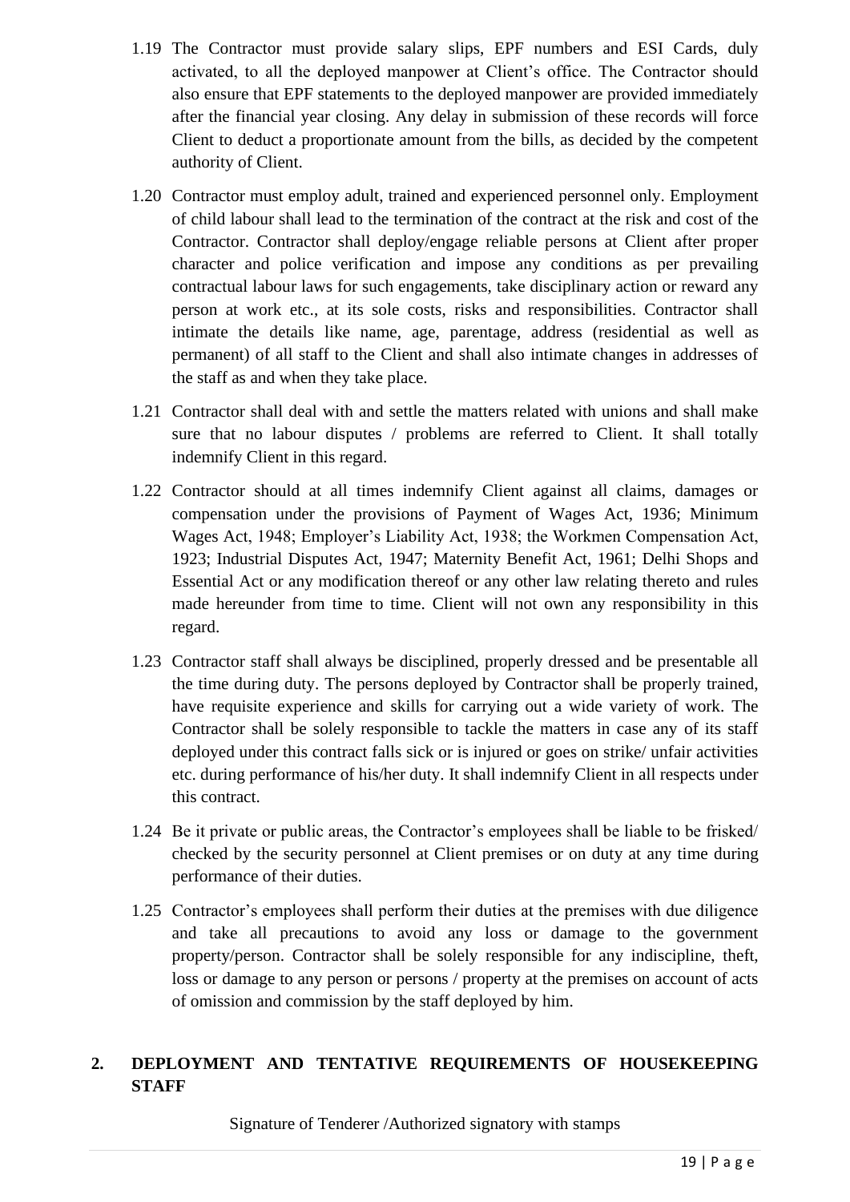1.19 The Contractor must provide salary slips, EPF numbers and ESI Cards, duly activated, to all the deployed manpower at Client's office. The Contractor should also ensure that EPF statements to the deployed manpower are provided immediately after the financial year closing. Any delay in submission of these records will force Client to deduct a proportionate amount from the bills, as decided by the competent authority of Client.

1.20 Contractor must employ adult, trained and experienced personnel only. Employment of child labour shall lead to the termination of the contract at the risk and cost of the Contractor. Contractor shall deploy/engage reliable persons at Client after proper character and police verification and impose any conditions as per prevailing contractual labour laws for such engagements, take disciplinary action or reward any person at work etc., at its sole costs, risks and responsibilities. Contractor shall intimate the details like name, age, parentage, address (residential as well as permanent) of all staff to the Client and shall also intimate changes in addresses of the staff as and when they take place.

1.21 Contractor shall deal with and settle the matters related with unions and shall make sure that no labour disputes / problems are referred to Client. It shall totally indemnify Client in this regard.

1.22 Contractor should at all times indemnify Client against all claims, damages or compensation under the provisions of Payment of Wages Act, 1936; Minimum Wages Act, 1948; Employer's Liability Act, 1938; the Workmen Compensation Act, 1923; Industrial Disputes Act, 1947; Maternity Benefit Act, 1961; Delhi Shops and Essential Act or any modification thereof or any other law relating thereto and rules made hereunder from time to time. Client will not own any responsibility in this regard.

1.23 Contractor staff shall always be disciplined, properly dressed and be presentable all the time during duty. The persons deployed by Contractor shall be properly trained, have requisite experience and skills for carrying out a wide variety of work. The Contractor shall be solely responsible to tackle the matters in case any of its staff deployed under this contract falls sick or is injured or goes on strike/ unfair activities etc. during performance of his/her duty. It shall indemnify Client in all respects under this contract.

1.24 Be it private or public areas, the Contractor's employees shall be liable to be frisked/ checked by the security personnel at Client premises or on duty at any time during performance of their duties.

1.25 Contractor's employees shall perform their duties at the premises with due diligence and take all precautions to avoid any loss or damage to the government property/person. Contractor shall be solely responsible for any indiscipline, theft, loss or damage to any person or persons / property at the premises on account of acts of omission and commission by the staff deployed by him.

## 2. DEPLOYMENT AND TENTATIVE REQUIREMENTS OF HOUSEKEEPING STAFF

Signature of Tenderer /Authorized signatory with stamps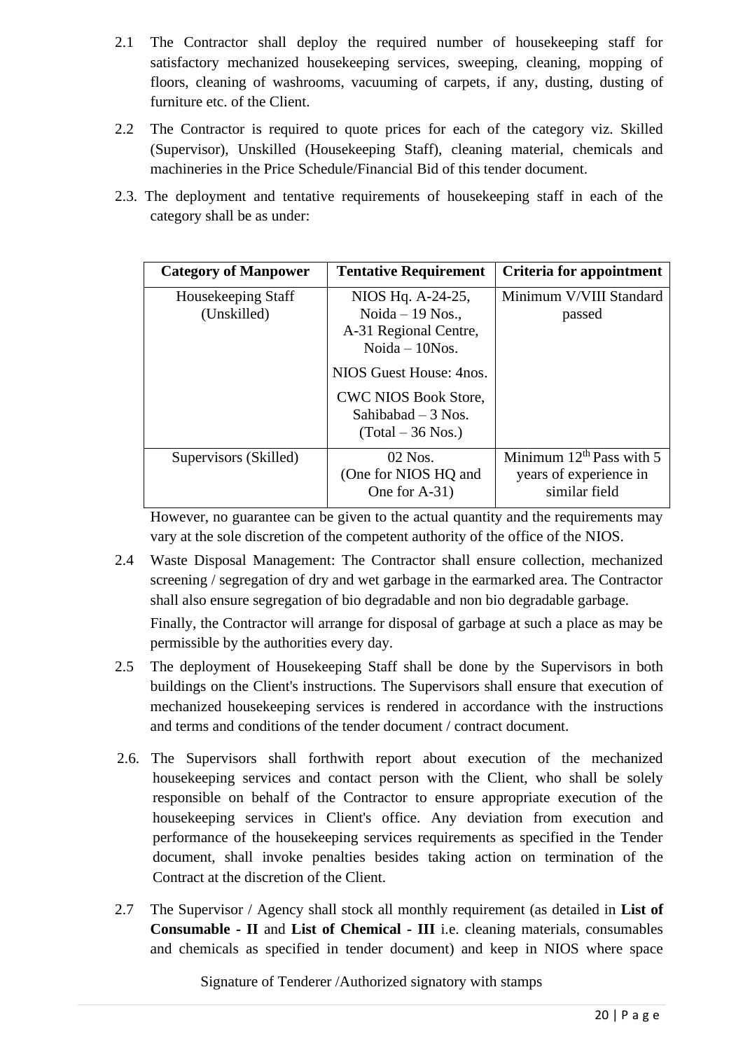2.1 The Contractor shall deploy the required number of housekeeping staff for satisfactory mechanized housekeeping services, sweeping, cleaning, mopping of floors, cleaning of washrooms, vacuuming of carpets, if any, dusting, dusting of furniture etc. of the Client.

2.2 The Contractor is required to quote prices for each of the category viz. Skilled (Supervisor), Unskilled (Housekeeping Staff), cleaning material, chemicals and machineries in the Price Schedule/Financial Bid of this tender document.

2.3. The deployment and tentative requirements of housekeeping staff in each of the category shall be as under:

| Category of Manpower | Tentative Requirement | Criteria for appointment |
|---|---|---|
| Housekeeping Staff (Unskilled) | NIOS Hq. A-24-25, Noida – 19 Nos., A-31 Regional Centre, Noida – 10Nos. <br> NIOS Guest House: 4nos. <br> CWC NIOS Book Store, Sahibabad – 3 Nos. (Total – 36 Nos.) | Minimum V/VIII Standard passed |
| Supervisors (Skilled) | 02 Nos. (One for NIOS HQ and One for A-31) | Minimum 12th Pass with 5 years of experience in similar field |

However, no guarantee can be given to the actual quantity and the requirements may vary at the sole discretion of the competent authority of the office of the NIOS.

2.4 Waste Disposal Management: The Contractor shall ensure collection, mechanized screening / segregation of dry and wet garbage in the earmarked area. The Contractor shall also ensure segregation of bio degradable and non bio degradable garbage.

Finally, the Contractor will arrange for disposal of garbage at such a place as may be permissible by the authorities every day.

2.5 The deployment of Housekeeping Staff shall be done by the Supervisors in both buildings on the Client's instructions. The Supervisors shall ensure that execution of mechanized housekeeping services is rendered in accordance with the instructions and terms and conditions of the tender document / contract document.

2.6. The Supervisors shall forthwith report about execution of the mechanized housekeeping services and contact person with the Client, who shall be solely responsible on behalf of the Contractor to ensure appropriate execution of the housekeeping services in Client's office. Any deviation from execution and performance of the housekeeping services requirements as specified in the Tender document, shall invoke penalties besides taking action on termination of the Contract at the discretion of the Client.

2.7 The Supervisor / Agency shall stock all monthly requirement (as detailed in **List of Consumable - II** and **List of Chemical - III** i.e. cleaning materials, consumables and chemicals as specified in tender document) and keep in NIOS where space

Signature of Tenderer /Authorized signatory with stamps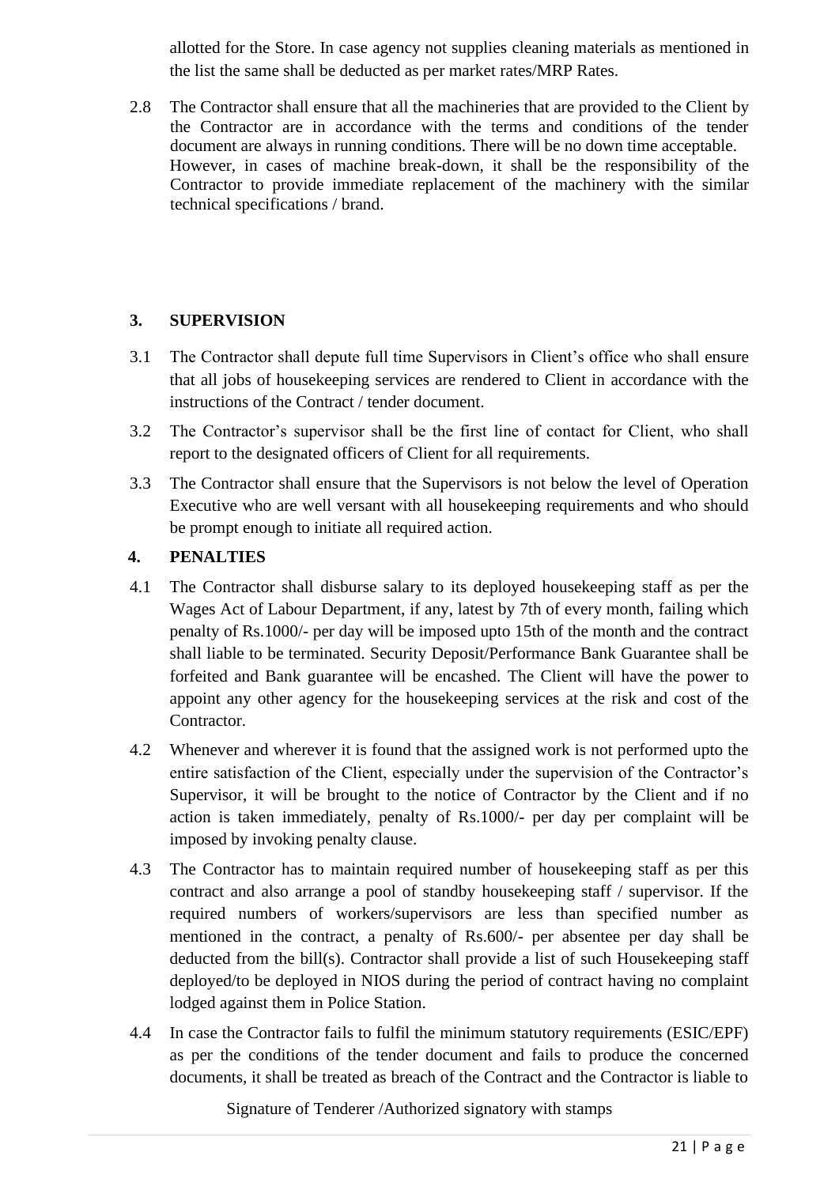allotted for the Store. In case agency not supplies cleaning materials as mentioned in the list the same shall be deducted as per market rates/MRP Rates.

2.8 The Contractor shall ensure that all the machineries that are provided to the Client by the Contractor are in accordance with the terms and conditions of the tender document are always in running conditions. There will be no down time acceptable. However, in cases of machine break-down, it shall be the responsibility of the Contractor to provide immediate replacement of the machinery with the similar technical specifications / brand.

## 3. SUPERVISION

3.1 The Contractor shall depute full time Supervisors in Client's office who shall ensure that all jobs of housekeeping services are rendered to Client in accordance with the instructions of the Contract / tender document.

3.2 The Contractor's supervisor shall be the first line of contact for Client, who shall report to the designated officers of Client for all requirements.

3.3 The Contractor shall ensure that the Supervisors is not below the level of Operation Executive who are well versant with all housekeeping requirements and who should be prompt enough to initiate all required action.

## 4. PENALTIES

4.1 The Contractor shall disburse salary to its deployed housekeeping staff as per the Wages Act of Labour Department, if any, latest by 7th of every month, failing which penalty of Rs.1000/- per day will be imposed upto 15th of the month and the contract shall liable to be terminated. Security Deposit/Performance Bank Guarantee shall be forfeited and Bank guarantee will be encashed. The Client will have the power to appoint any other agency for the housekeeping services at the risk and cost of the Contractor.

4.2 Whenever and wherever it is found that the assigned work is not performed upto the entire satisfaction of the Client, especially under the supervision of the Contractor's Supervisor, it will be brought to the notice of Contractor by the Client and if no action is taken immediately, penalty of Rs.1000/- per day per complaint will be imposed by invoking penalty clause.

4.3 The Contractor has to maintain required number of housekeeping staff as per this contract and also arrange a pool of standby housekeeping staff / supervisor. If the required numbers of workers/supervisors are less than specified number as mentioned in the contract, a penalty of Rs.600/- per absentee per day shall be deducted from the bill(s). Contractor shall provide a list of such Housekeeping staff deployed/to be deployed in NIOS during the period of contract having no complaint lodged against them in Police Station.

4.4 In case the Contractor fails to fulfil the minimum statutory requirements (ESIC/EPF) as per the conditions of the tender document and fails to produce the concerned documents, it shall be treated as breach of the Contract and the Contractor is liable to

Signature of Tenderer /Authorized signatory with stamps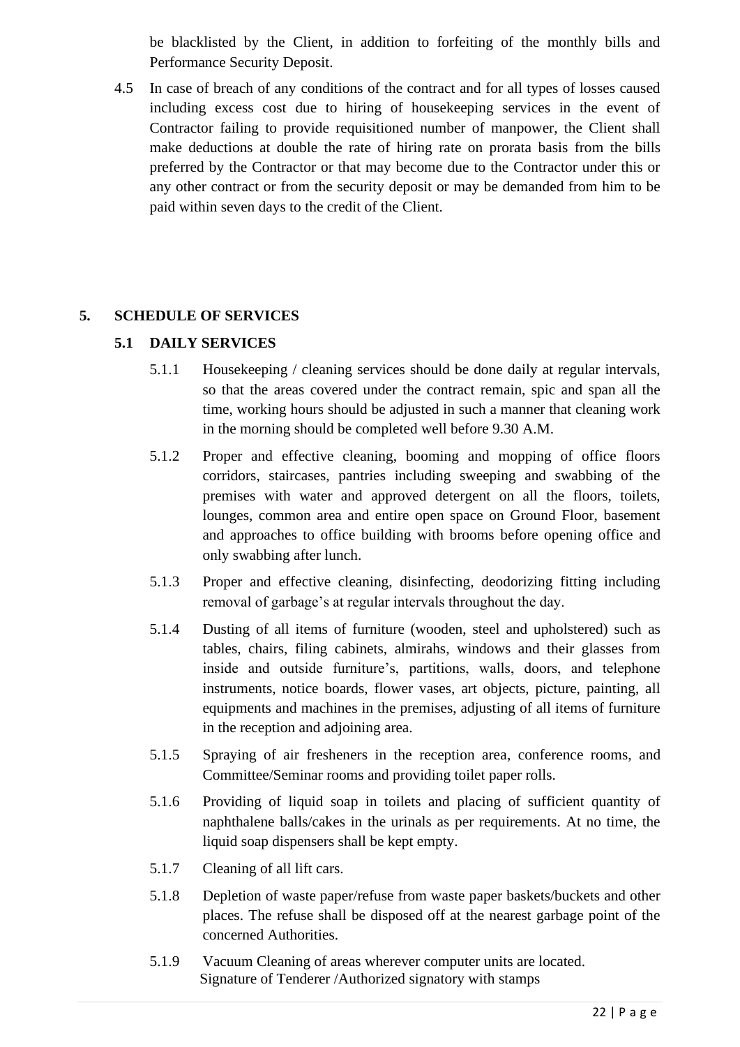be blacklisted by the Client, in addition to forfeiting of the monthly bills and Performance Security Deposit.

4.5 In case of breach of any conditions of the contract and for all types of losses caused including excess cost due to hiring of housekeeping services in the event of Contractor failing to provide requisitioned number of manpower, the Client shall make deductions at double the rate of hiring rate on prorata basis from the bills preferred by the Contractor or that may become due to the Contractor under this or any other contract or from the security deposit or may be demanded from him to be paid within seven days to the credit of the Client.

## 5. SCHEDULE OF SERVICES

### 5.1 DAILY SERVICES

5.1.1 Housekeeping / cleaning services should be done daily at regular intervals, so that the areas covered under the contract remain, spic and span all the time, working hours should be adjusted in such a manner that cleaning work in the morning should be completed well before 9.30 A.M.

5.1.2 Proper and effective cleaning, booming and mopping of office floors corridors, staircases, pantries including sweeping and swabbing of the premises with water and approved detergent on all the floors, toilets, lounges, common area and entire open space on Ground Floor, basement and approaches to office building with brooms before opening office and only swabbing after lunch.

5.1.3 Proper and effective cleaning, disinfecting, deodorizing fitting including removal of garbage's at regular intervals throughout the day.

5.1.4 Dusting of all items of furniture (wooden, steel and upholstered) such as tables, chairs, filing cabinets, almirahs, windows and their glasses from inside and outside furniture's, partitions, walls, doors, and telephone instruments, notice boards, flower vases, art objects, picture, painting, all equipments and machines in the premises, adjusting of all items of furniture in the reception and adjoining area.

5.1.5 Spraying of air fresheners in the reception area, conference rooms, and Committee/Seminar rooms and providing toilet paper rolls.

5.1.6 Providing of liquid soap in toilets and placing of sufficient quantity of naphthalene balls/cakes in the urinals as per requirements. At no time, the liquid soap dispensers shall be kept empty.

5.1.7 Cleaning of all lift cars.

5.1.8 Depletion of waste paper/refuse from waste paper baskets/buckets and other places. The refuse shall be disposed off at the nearest garbage point of the concerned Authorities.

5.1.9 Vacuum Cleaning of areas wherever computer units are located.

Signature of Tenderer /Authorized signatory with stamps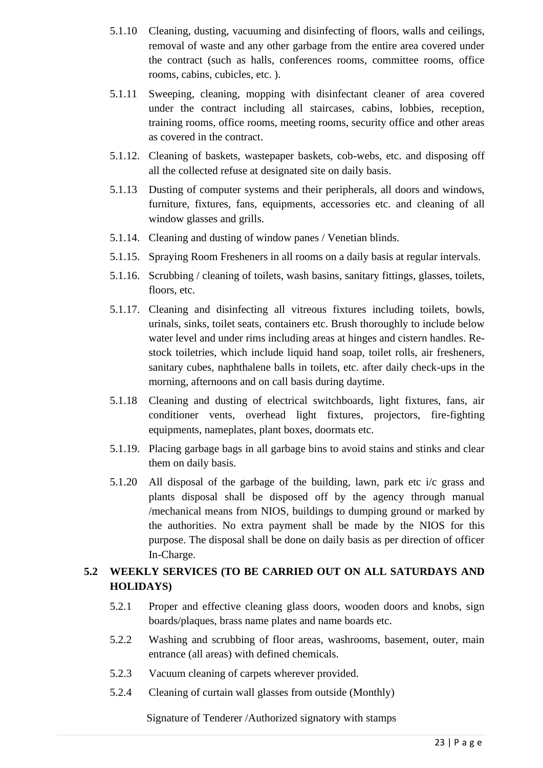5.1.10 Cleaning, dusting, vacuuming and disinfecting of floors, walls and ceilings, removal of waste and any other garbage from the entire area covered under the contract (such as halls, conferences rooms, committee rooms, office rooms, cabins, cubicles, etc. ).

5.1.11 Sweeping, cleaning, mopping with disinfectant cleaner of area covered under the contract including all staircases, cabins, lobbies, reception, training rooms, office rooms, meeting rooms, security office and other areas as covered in the contract.

5.1.12. Cleaning of baskets, wastepaper baskets, cob-webs, etc. and disposing off all the collected refuse at designated site on daily basis.

5.1.13 Dusting of computer systems and their peripherals, all doors and windows, furniture, fixtures, fans, equipments, accessories etc. and cleaning of all window glasses and grills.

5.1.14. Cleaning and dusting of window panes / Venetian blinds.

5.1.15. Spraying Room Fresheners in all rooms on a daily basis at regular intervals.

5.1.16. Scrubbing / cleaning of toilets, wash basins, sanitary fittings, glasses, toilets, floors, etc.

5.1.17. Cleaning and disinfecting all vitreous fixtures including toilets, bowls, urinals, sinks, toilet seats, containers etc. Brush thoroughly to include below water level and under rims including areas at hinges and cistern handles. Re-stock toiletries, which include liquid hand soap, toilet rolls, air fresheners, sanitary cubes, naphthalene balls in toilets, etc. after daily check-ups in the morning, afternoons and on call basis during daytime.

5.1.18 Cleaning and dusting of electrical switchboards, light fixtures, fans, air conditioner vents, overhead light fixtures, projectors, fire-fighting equipments, nameplates, plant boxes, doormats etc.

5.1.19. Placing garbage bags in all garbage bins to avoid stains and stinks and clear them on daily basis.

5.1.20 All disposal of the garbage of the building, lawn, park etc i/c grass and plants disposal shall be disposed off by the agency through manual /mechanical means from NIOS, buildings to dumping ground or marked by the authorities. No extra payment shall be made by the NIOS for this purpose. The disposal shall be done on daily basis as per direction of officer In-Charge.

## 5.2 WEEKLY SERVICES (TO BE CARRIED OUT ON ALL SATURDAYS AND HOLIDAYS)

5.2.1 Proper and effective cleaning glass doors, wooden doors and knobs, sign boards/plaques, brass name plates and name boards etc.

5.2.2 Washing and scrubbing of floor areas, washrooms, basement, outer, main entrance (all areas) with defined chemicals.

5.2.3 Vacuum cleaning of carpets wherever provided.

5.2.4 Cleaning of curtain wall glasses from outside (Monthly)

Signature of Tenderer /Authorized signatory with stamps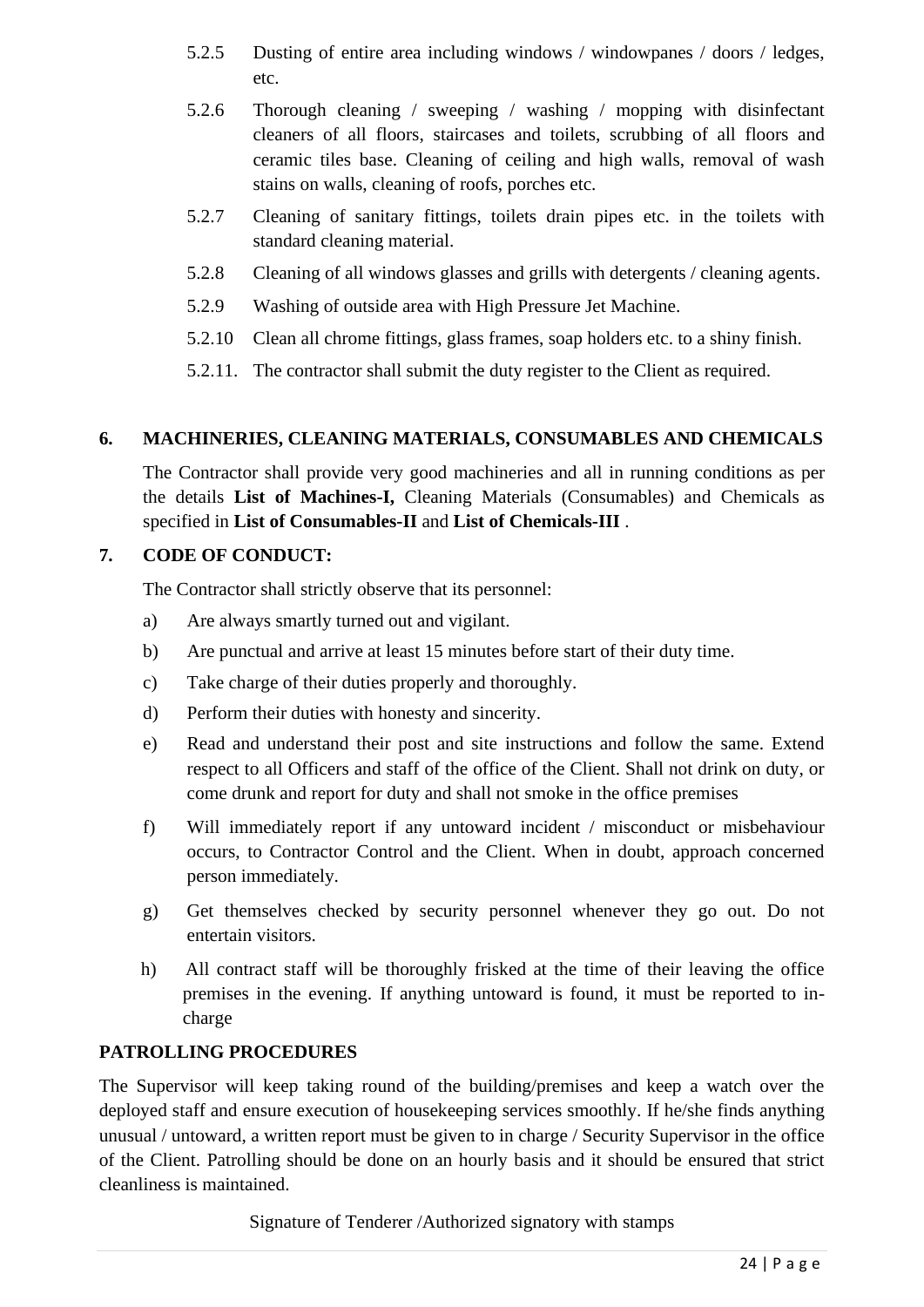5.2.5 Dusting of entire area including windows / windowpanes / doors / ledges, etc.

5.2.6 Thorough cleaning / sweeping / washing / mopping with disinfectant cleaners of all floors, staircases and toilets, scrubbing of all floors and ceramic tiles base. Cleaning of ceiling and high walls, removal of wash stains on walls, cleaning of roofs, porches etc.

5.2.7 Cleaning of sanitary fittings, toilets drain pipes etc. in the toilets with standard cleaning material.

5.2.8 Cleaning of all windows glasses and grills with detergents / cleaning agents.

5.2.9 Washing of outside area with High Pressure Jet Machine.

5.2.10 Clean all chrome fittings, glass frames, soap holders etc. to a shiny finish.

5.2.11. The contractor shall submit the duty register to the Client as required.

## 6. MACHINERIES, CLEANING MATERIALS, CONSUMABLES AND CHEMICALS

The Contractor shall provide very good machineries and all in running conditions as per the details **List of Machines-I,** Cleaning Materials (Consumables) and Chemicals as specified in **List of Consumables-II** and **List of Chemicals-III** .

## 7. CODE OF CONDUCT:

The Contractor shall strictly observe that its personnel:

a) Are always smartly turned out and vigilant.

b) Are punctual and arrive at least 15 minutes before start of their duty time.

c) Take charge of their duties properly and thoroughly.

d) Perform their duties with honesty and sincerity.

e) Read and understand their post and site instructions and follow the same. Extend respect to all Officers and staff of the office of the Client. Shall not drink on duty, or come drunk and report for duty and shall not smoke in the office premises

f) Will immediately report if any untoward incident / misconduct or misbehaviour occurs, to Contractor Control and the Client. When in doubt, approach concerned person immediately.

g) Get themselves checked by security personnel whenever they go out. Do not entertain visitors.

h) All contract staff will be thoroughly frisked at the time of their leaving the office premises in the evening. If anything untoward is found, it must be reported to in-charge

**PATROLLING PROCEDURES**

The Supervisor will keep taking round of the building/premises and keep a watch over the deployed staff and ensure execution of housekeeping services smoothly. If he/she finds anything unusual / untoward, a written report must be given to in charge / Security Supervisor in the office of the Client. Patrolling should be done on an hourly basis and it should be ensured that strict cleanliness is maintained.

Signature of Tenderer /Authorized signatory with stamps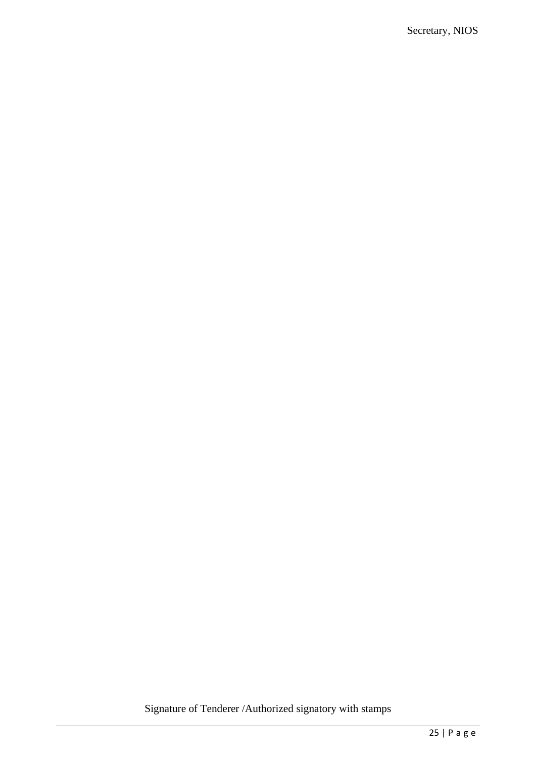Secretary, NIOS

Signature of Tenderer /Authorized signatory with stamps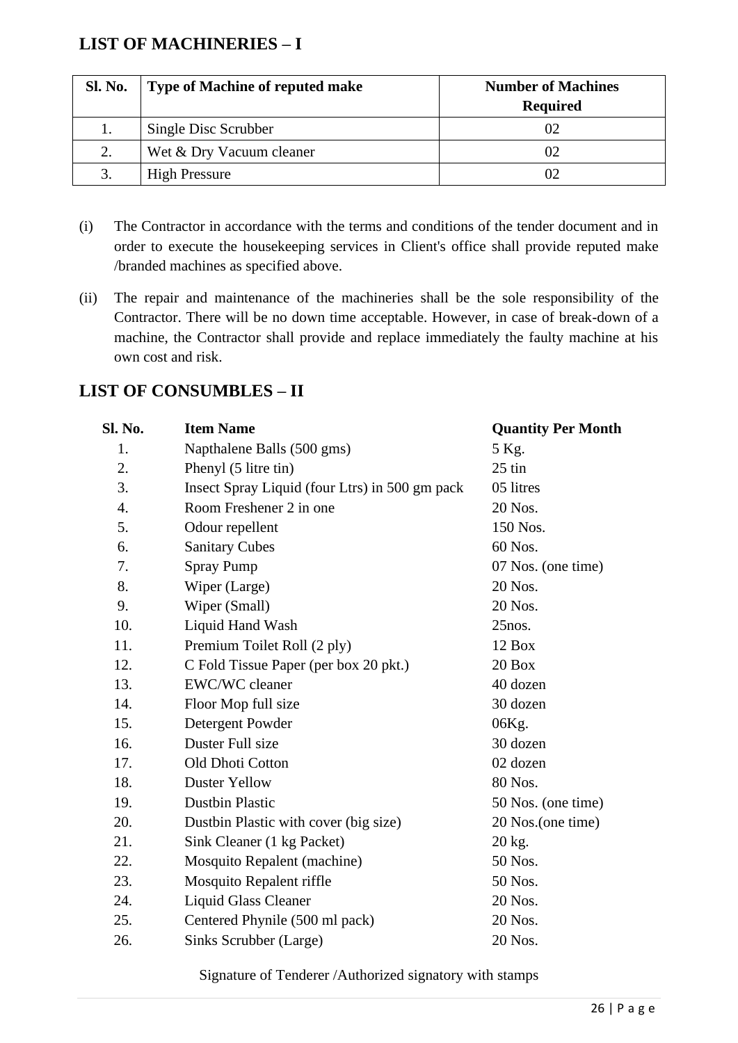## LIST OF MACHINERIES – I

| Sl. No. | Type of Machine of reputed make | Number of Machines Required |
|---|---|---|
| 1. | Single Disc Scrubber | 02 |
| 2. | Wet & Dry Vacuum cleaner | 02 |
| 3. | High Pressure | 02 |

(i) The Contractor in accordance with the terms and conditions of the tender document and in order to execute the housekeeping services in Client's office shall provide reputed make /branded machines as specified above.

(ii) The repair and maintenance of the machineries shall be the sole responsibility of the Contractor. There will be no down time acceptable. However, in case of break-down of a machine, the Contractor shall provide and replace immediately the faulty machine at his own cost and risk.

## LIST OF CONSUMBLES – II

| Sl. No. | Item Name | Quantity Per Month |
|---|---|---|
| 1. | Napthalene Balls (500 gms) | 5 Kg. |
| 2. | Phenyl (5 litre tin) | 25 tin |
| 3. | Insect Spray Liquid (four Ltrs) in 500 gm pack | 05 litres |
| 4. | Room Freshener 2 in one | 20 Nos. |
| 5. | Odour repellent | 150 Nos. |
| 6. | Sanitary Cubes | 60 Nos. |
| 7. | Spray Pump | 07 Nos. (one time) |
| 8. | Wiper (Large) | 20 Nos. |
| 9. | Wiper (Small) | 20 Nos. |
| 10. | Liquid Hand Wash | 25nos. |
| 11. | Premium Toilet Roll (2 ply) | 12 Box |
| 12. | C Fold Tissue Paper (per box 20 pkt.) | 20 Box |
| 13. | EWC/WC cleaner | 40 dozen |
| 14. | Floor Mop full size | 30 dozen |
| 15. | Detergent Powder | 06Kg. |
| 16. | Duster Full size | 30 dozen |
| 17. | Old Dhoti Cotton | 02 dozen |
| 18. | Duster Yellow | 80 Nos. |
| 19. | Dustbin Plastic | 50 Nos. (one time) |
| 20. | Dustbin Plastic with cover (big size) | 20 Nos.(one time) |
| 21. | Sink Cleaner (1 kg Packet) | 20 kg. |
| 22. | Mosquito Repalent (machine) | 50 Nos. |
| 23. | Mosquito Repalent riffle | 50 Nos. |
| 24. | Liquid Glass Cleaner | 20 Nos. |
| 25. | Centered Phynile (500 ml pack) | 20 Nos. |
| 26. | Sinks Scrubber (Large) | 20 Nos. |

Signature of Tenderer /Authorized signatory with stamps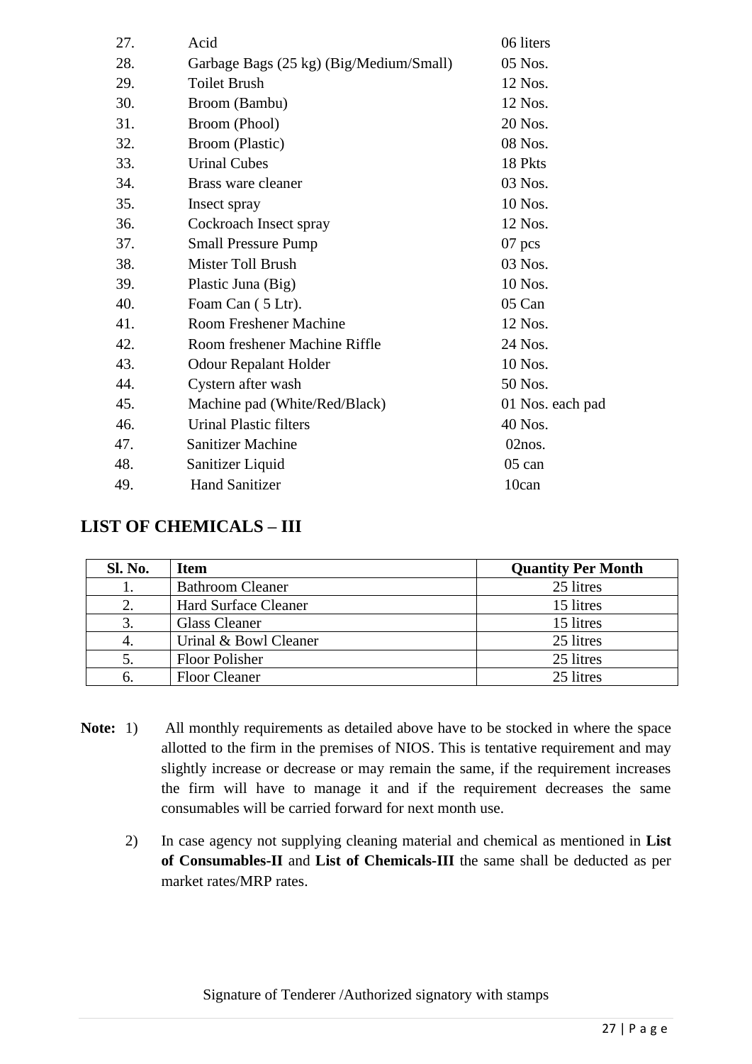| | | |
|---|---|---|
| 27. | Acid | 06 liters |
| 28. | Garbage Bags (25 kg) (Big/Medium/Small) | 05 Nos. |
| 29. | Toilet Brush | 12 Nos. |
| 30. | Broom (Bambu) | 12 Nos. |
| 31. | Broom (Phool) | 20 Nos. |
| 32. | Broom (Plastic) | 08 Nos. |
| 33. | Urinal Cubes | 18 Pkts |
| 34. | Brass ware cleaner | 03 Nos. |
| 35. | Insect spray | 10 Nos. |
| 36. | Cockroach Insect spray | 12 Nos. |
| 37. | Small Pressure Pump | 07 pcs |
| 38. | Mister Toll Brush | 03 Nos. |
| 39. | Plastic Juna (Big) | 10 Nos. |
| 40. | Foam Can ( 5 Ltr). | 05 Can |
| 41. | Room Freshener Machine | 12 Nos. |
| 42. | Room freshener Machine Riffle | 24 Nos. |
| 43. | Odour Repalant Holder | 10 Nos. |
| 44. | Cystern after wash | 50 Nos. |
| 45. | Machine pad (White/Red/Black) | 01 Nos. each pad |
| 46. | Urinal Plastic filters | 40 Nos. |
| 47. | Sanitizer Machine | 02nos. |
| 48. | Sanitizer Liquid | 05 can |
| 49. | Hand Sanitizer | 10can |

## LIST OF CHEMICALS – III

| Sl. No. | Item | Quantity Per Month |
|---|---|---|
| 1. | Bathroom Cleaner | 25 litres |
| 2. | Hard Surface Cleaner | 15 litres |
| 3. | Glass Cleaner | 15 litres |
| 4. | Urinal & Bowl Cleaner | 25 litres |
| 5. | Floor Polisher | 25 litres |
| 6. | Floor Cleaner | 25 litres |

**Note:** 1) All monthly requirements as detailed above have to be stocked in where the space allotted to the firm in the premises of NIOS. This is tentative requirement and may slightly increase or decrease or may remain the same, if the requirement increases the firm will have to manage it and if the requirement decreases the same consumables will be carried forward for next month use.

2) In case agency not supplying cleaning material and chemical as mentioned in **List of Consumables-II** and **List of Chemicals-III** the same shall be deducted as per market rates/MRP rates.

Signature of Tenderer /Authorized signatory with stamps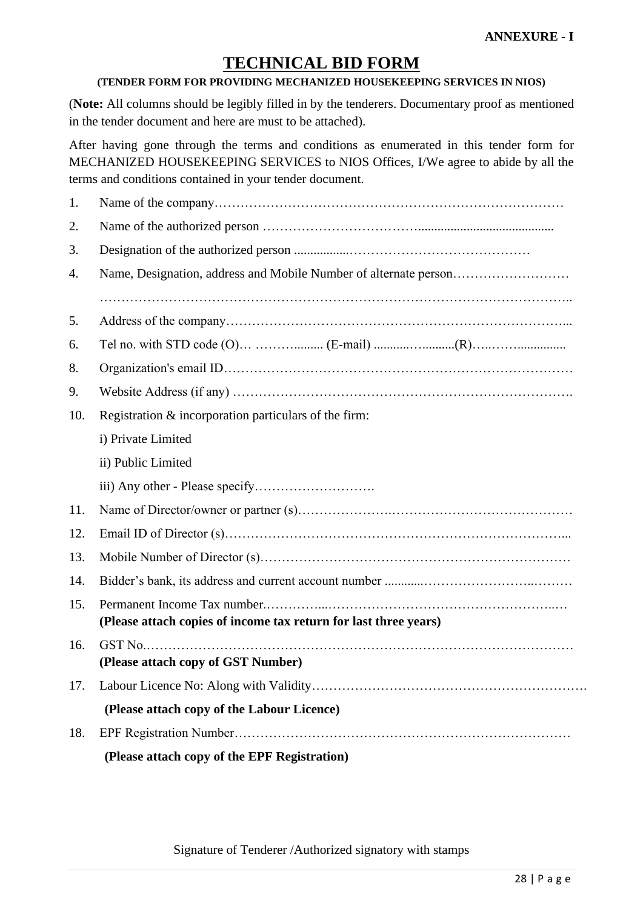**ANNEXURE - I**

# TECHNICAL BID FORM

**(TENDER FORM FOR PROVIDING MECHANIZED HOUSEKEEPING SERVICES IN NIOS)**

(**Note:** All columns should be legibly filled in by the tenderers. Documentary proof as mentioned in the tender document and here are must to be attached).

After having gone through the terms and conditions as enumerated in this tender form for MECHANIZED HOUSEKEEPING SERVICES to NIOS Offices, I/We agree to abide by all the terms and conditions contained in your tender document.

1. Name of the company…………………………………………………………………………
2. Name of the authorized person ………………………………..........................................
3. Designation of the authorized person .................……………………………………
4. Name, Designation, address and Mobile Number of alternate person………………………

   ……………………………………………………………………………………………..
5. Address of the company……………………………………………………………………...
6. Tel no. with STD code (O)… ……….......... (E-mail) ..........…..........(R)…..……..............
8. Organization's email ID………………………………………………………………………
9. Website Address (if any) …………………………………………………………………….
10. Registration & incorporation particulars of the firm:

    i) Private Limited

    ii) Public Limited

    iii) Any other - Please specify……………………….
11. Name of Director/owner or partner (s)………………….……………………………………
12. Email ID of Director (s)…………………………………………………………………....
13. Mobile Number of Director (s)………………………………………………………………
14. Bidder's bank, its address and current account number ............……………………..………
15. Permanent Income Tax number.…………...……………………………………………..…
    **(Please attach copies of income tax return for last three years)**
16. GST No.………………………………………………………………………………………
    **(Please attach copy of GST Number)**
17. Labour Licence No: Along with Validity……………………………………………………….
    **(Please attach copy of the Labour Licence)**
18. EPF Registration Number……………………………………………………………………
    **(Please attach copy of the EPF Registration)**

Signature of Tenderer /Authorized signatory with stamps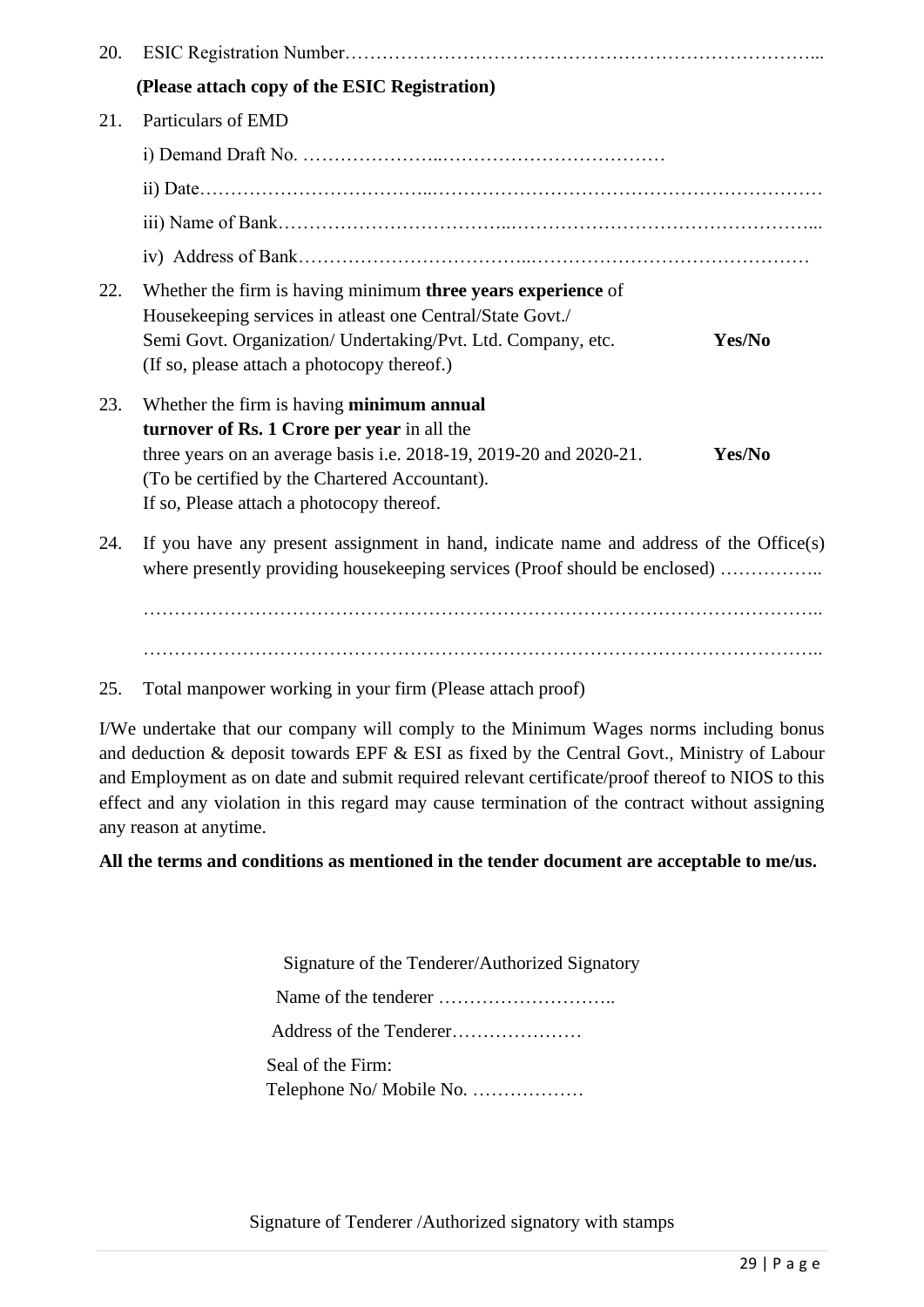20. ESIC Registration Number…………………………………………………………………...

    **(Please attach copy of the ESIC Registration)**

21. Particulars of EMD

    i) Demand Draft No. …………………..………………………………

    ii) Date……………………………...………………………………………………………

    iii) Name of Bank……………………………..…………………………………………...

    iv) Address of Bank……………………………...………………………………………

22. Whether the firm is having minimum **three years experience** of Housekeeping services in atleast one Central/State Govt./ Semi Govt. Organization/ Undertaking/Pvt. Ltd. Company, etc. (If so, please attach a photocopy thereof.) **Yes/No**

23. Whether the firm is having **minimum annual turnover of Rs. 1 Crore per year** in all the three years on an average basis i.e. 2018-19, 2019-20 and 2020-21. (To be certified by the Chartered Accountant). If so, Please attach a photocopy thereof. **Yes/No**

24. If you have any present assignment in hand, indicate name and address of the Office(s) where presently providing housekeeping services (Proof should be enclosed) ……………..

    ……………………………………………………………………………………………..

    ……………………………………………………………………………………………..

25. Total manpower working in your firm (Please attach proof)

I/We undertake that our company will comply to the Minimum Wages norms including bonus and deduction & deposit towards EPF & ESI as fixed by the Central Govt., Ministry of Labour and Employment as on date and submit required relevant certificate/proof thereof to NIOS to this effect and any violation in this regard may cause termination of the contract without assigning any reason at anytime.

**All the terms and conditions as mentioned in the tender document are acceptable to me/us.**

Signature of the Tenderer/Authorized Signatory

Name of the tenderer ………………………..

Address of the Tenderer…………………

Seal of the Firm:

Telephone No/ Mobile No. ………………

Signature of Tenderer /Authorized signatory with stamps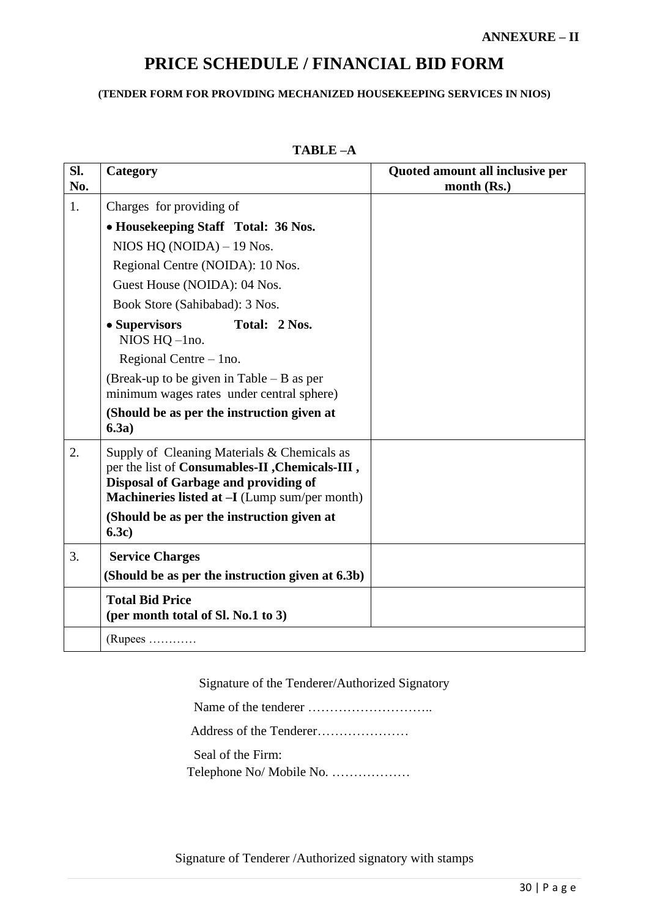**ANNEXURE – II**

# PRICE SCHEDULE / FINANCIAL BID FORM

**(TENDER FORM FOR PROVIDING MECHANIZED HOUSEKEEPING SERVICES IN NIOS)**

**TABLE –A**

| Sl. No. | Category | Quoted amount all inclusive per month (Rs.) |
|---|---|---|
| 1. | Charges for providing of<br>• **Housekeeping Staff Total: 36 Nos.**<br>NIOS HQ (NOIDA) – 19 Nos.<br>Regional Centre (NOIDA): 10 Nos.<br>Guest House (NOIDA): 04 Nos.<br>Book Store (Sahibabad): 3 Nos.<br>• **Supervisors Total: 2 Nos.**<br>NIOS HQ –1no.<br>Regional Centre – 1no.<br>(Break-up to be given in Table – B as per minimum wages rates under central sphere)<br>**(Should be as per the instruction given at 6.3a)** | |
| 2. | Supply of Cleaning Materials & Chemicals as per the list of **Consumables-II ,Chemicals-III , Disposal of Garbage and providing of Machineries listed at –I** (Lump sum/per month)<br>**(Should be as per the instruction given at 6.3c)** | |
| 3. | **Service Charges**<br>**(Should be as per the instruction given at 6.3b)** | |
| | **Total Bid Price**<br>**(per month total of Sl. No.1 to 3)** | |
| | (Rupees ………… | |

Signature of the Tenderer/Authorized Signatory

Name of the tenderer ………………………..

Address of the Tenderer…………………

Seal of the Firm:

Telephone No/ Mobile No. ………………

Signature of Tenderer /Authorized signatory with stamps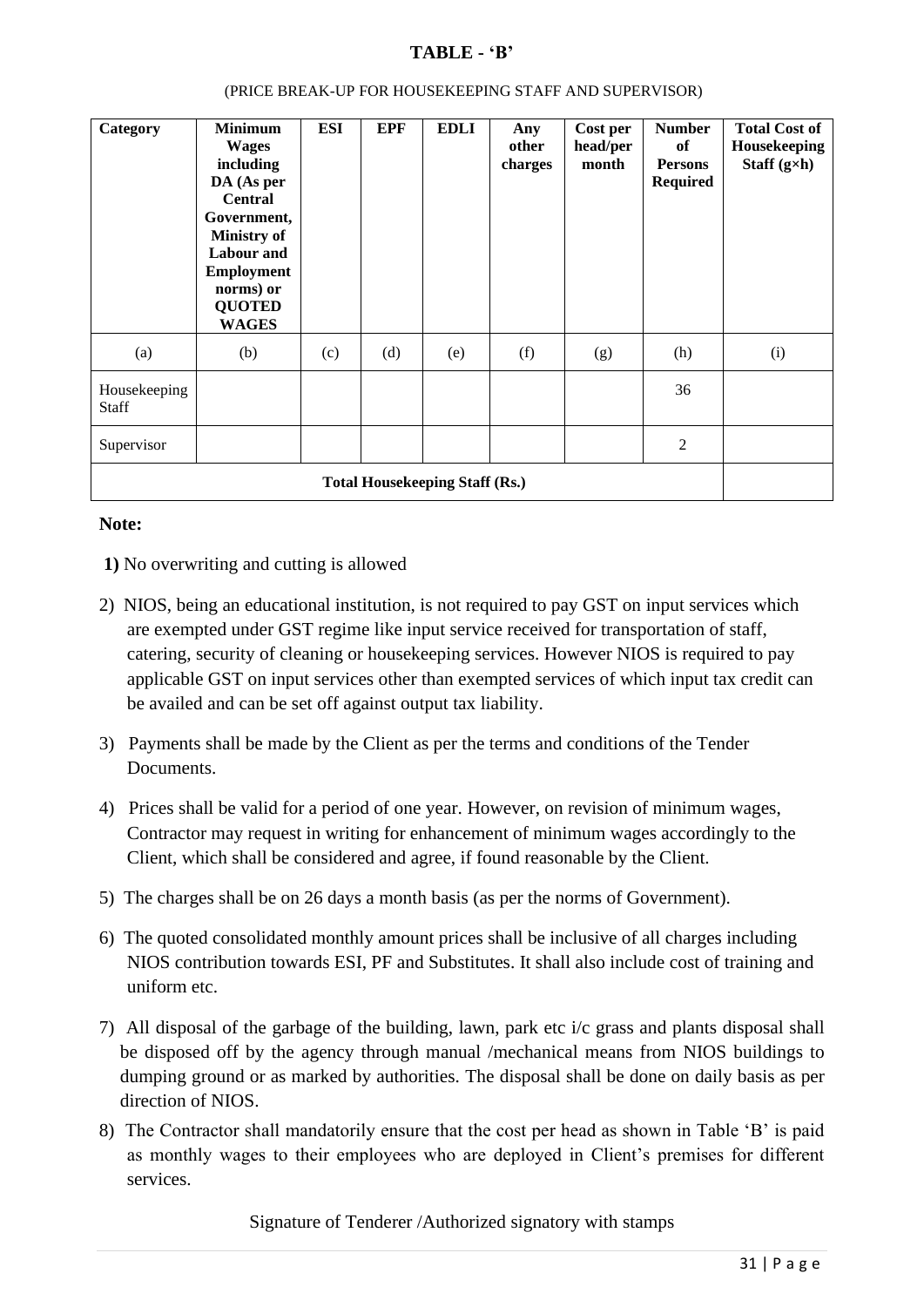# TABLE - 'B'

(PRICE BREAK-UP FOR HOUSEKEEPING STAFF AND SUPERVISOR)

| Category | Minimum Wages including DA (As per Central Government, Ministry of Labour and Employment norms) or QUOTED WAGES | ESI | EPF | EDLI | Any other charges | Cost per head/per month | Number of Persons Required | Total Cost of Housekeeping Staff (g×h) |
|---|---|---|---|---|---|---|---|---|
| (a) | (b) | (c) | (d) | (e) | (f) | (g) | (h) | (i) |
| Housekeeping Staff | | | | | | | 36 | |
| Supervisor | | | | | | | 2 | |
| **Total Housekeeping Staff (Rs.)** | | | | | | | | |

**Note:**

**1)** No overwriting and cutting is allowed

2) NIOS, being an educational institution, is not required to pay GST on input services which are exempted under GST regime like input service received for transportation of staff, catering, security of cleaning or housekeeping services. However NIOS is required to pay applicable GST on input services other than exempted services of which input tax credit can be availed and can be set off against output tax liability.

3) Payments shall be made by the Client as per the terms and conditions of the Tender Documents.

4) Prices shall be valid for a period of one year. However, on revision of minimum wages, Contractor may request in writing for enhancement of minimum wages accordingly to the Client, which shall be considered and agree, if found reasonable by the Client.

5) The charges shall be on 26 days a month basis (as per the norms of Government).

6) The quoted consolidated monthly amount prices shall be inclusive of all charges including NIOS contribution towards ESI, PF and Substitutes. It shall also include cost of training and uniform etc.

7) All disposal of the garbage of the building, lawn, park etc i/c grass and plants disposal shall be disposed off by the agency through manual /mechanical means from NIOS buildings to dumping ground or as marked by authorities. The disposal shall be done on daily basis as per direction of NIOS.

8) The Contractor shall mandatorily ensure that the cost per head as shown in Table 'B' is paid as monthly wages to their employees who are deployed in Client's premises for different services.

Signature of Tenderer /Authorized signatory with stamps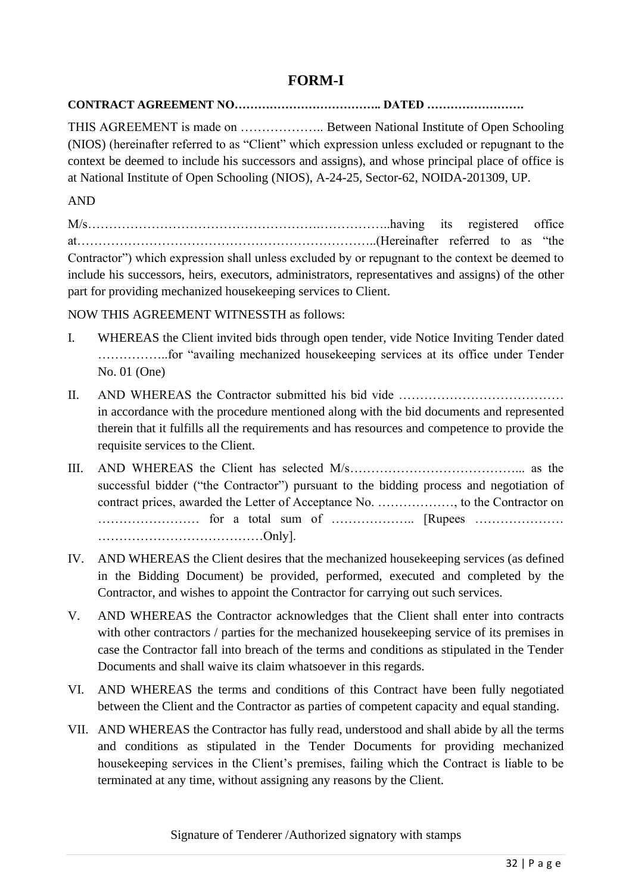# FORM-I

**CONTRACT AGREEMENT NO……………………………….. DATED …………………….**

THIS AGREEMENT is made on ……………….. Between National Institute of Open Schooling (NIOS) (hereinafter referred to as "Client" which expression unless excluded or repugnant to the context be deemed to include his successors and assigns), and whose principal place of office is at National Institute of Open Schooling (NIOS), A-24-25, Sector-62, NOIDA-201309, UP.

AND

M/s…………………………………………….……………..having its registered office at…………………………………………………………..(Hereinafter referred to as "the Contractor") which expression shall unless excluded by or repugnant to the context be deemed to include his successors, heirs, executors, administrators, representatives and assigns) of the other part for providing mechanized housekeeping services to Client.

NOW THIS AGREEMENT WITNESSTH as follows:

I. WHEREAS the Client invited bids through open tender, vide Notice Inviting Tender dated ……………..for "availing mechanized housekeeping services at its office under Tender No. 01 (One)

II. AND WHEREAS the Contractor submitted his bid vide ………………………………… in accordance with the procedure mentioned along with the bid documents and represented therein that it fulfills all the requirements and has resources and competence to provide the requisite services to the Client.

III. AND WHEREAS the Client has selected M/s………………………………... as the successful bidder ("the Contractor") pursuant to the bidding process and negotiation of contract prices, awarded the Letter of Acceptance No. ………………, to the Contractor on …………………… for a total sum of ……………….. [Rupees ………………… …………………………………Only].

IV. AND WHEREAS the Client desires that the mechanized housekeeping services (as defined in the Bidding Document) be provided, performed, executed and completed by the Contractor, and wishes to appoint the Contractor for carrying out such services.

V. AND WHEREAS the Contractor acknowledges that the Client shall enter into contracts with other contractors / parties for the mechanized housekeeping service of its premises in case the Contractor fall into breach of the terms and conditions as stipulated in the Tender Documents and shall waive its claim whatsoever in this regards.

VI. AND WHEREAS the terms and conditions of this Contract have been fully negotiated between the Client and the Contractor as parties of competent capacity and equal standing.

VII. AND WHEREAS the Contractor has fully read, understood and shall abide by all the terms and conditions as stipulated in the Tender Documents for providing mechanized housekeeping services in the Client's premises, failing which the Contract is liable to be terminated at any time, without assigning any reasons by the Client.

Signature of Tenderer /Authorized signatory with stamps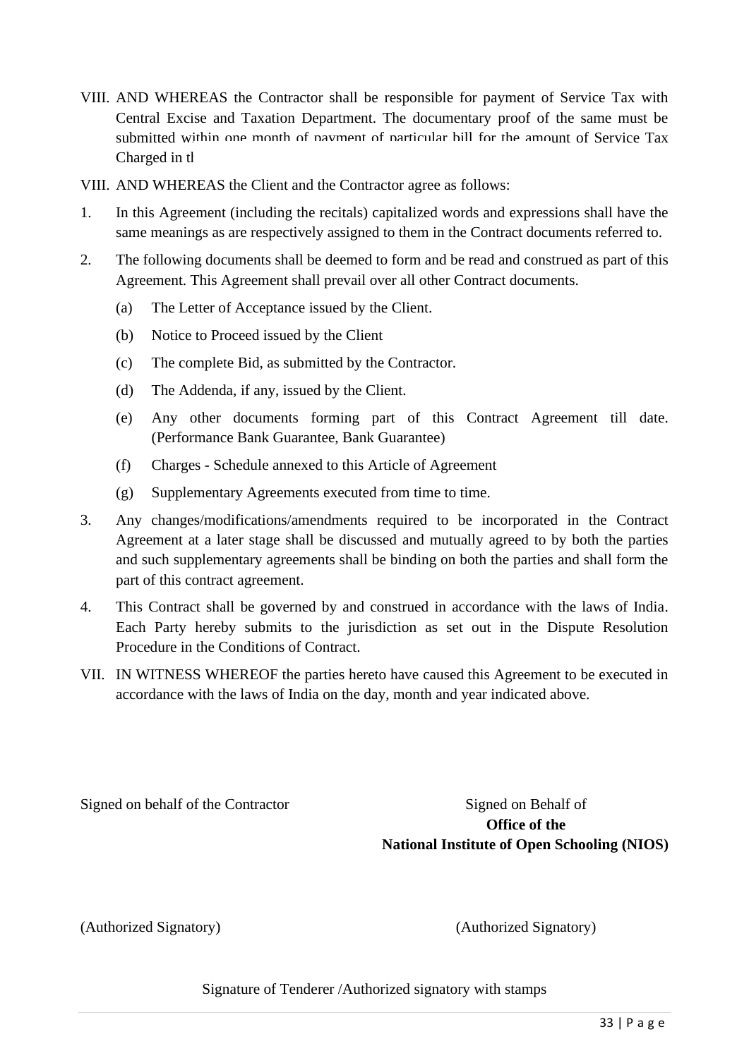VIII. AND WHEREAS the Contractor shall be responsible for payment of Service Tax with Central Excise and Taxation Department. The documentary proof of the same must be submitted within one month of payment of particular bill for the amount of Service Tax Charged in tl

VIII. AND WHEREAS the Client and the Contractor agree as follows:

1. In this Agreement (including the recitals) capitalized words and expressions shall have the same meanings as are respectively assigned to them in the Contract documents referred to.
2. The following documents shall be deemed to form and be read and construed as part of this Agreement. This Agreement shall prevail over all other Contract documents.
   - (a) The Letter of Acceptance issued by the Client.
   - (b) Notice to Proceed issued by the Client
   - (c) The complete Bid, as submitted by the Contractor.
   - (d) The Addenda, if any, issued by the Client.
   - (e) Any other documents forming part of this Contract Agreement till date. (Performance Bank Guarantee, Bank Guarantee)
   - (f) Charges - Schedule annexed to this Article of Agreement
   - (g) Supplementary Agreements executed from time to time.
3. Any changes/modifications/amendments required to be incorporated in the Contract Agreement at a later stage shall be discussed and mutually agreed to by both the parties and such supplementary agreements shall be binding on both the parties and shall form the part of this contract agreement.
4. This Contract shall be governed by and construed in accordance with the laws of India. Each Party hereby submits to the jurisdiction as set out in the Dispute Resolution Procedure in the Conditions of Contract.

VII. IN WITNESS WHEREOF the parties hereto have caused this Agreement to be executed in accordance with the laws of India on the day, month and year indicated above.

Signed on behalf of the Contractor

Signed on Behalf of
**Office of the**
**National Institute of Open Schooling (NIOS)**

(Authorized Signatory)

(Authorized Signatory)

Signature of Tenderer /Authorized signatory with stamps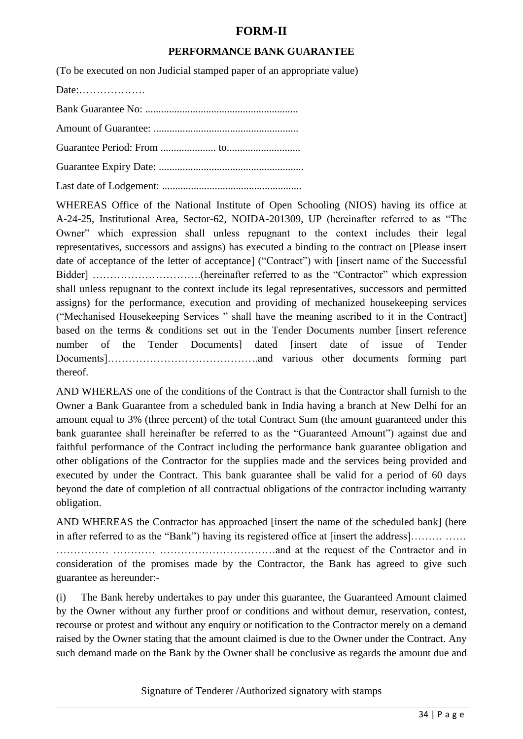# FORM-II

## PERFORMANCE BANK GUARANTEE

(To be executed on non Judicial stamped paper of an appropriate value)

Date:……………….

Bank Guarantee No: ..........................................................

Amount of Guarantee: .......................................................

Guarantee Period: From ..................... to............................

Guarantee Expiry Date: .......................................................

Last date of Lodgement: .....................................................

WHEREAS Office of the National Institute of Open Schooling (NIOS) having its office at A-24-25, Institutional Area, Sector-62, NOIDA-201309, UP (hereinafter referred to as "The Owner" which expression shall unless repugnant to the context includes their legal representatives, successors and assigns) has executed a binding to the contract on [Please insert date of acceptance of the letter of acceptance] ("Contract") with [insert name of the Successful Bidder] ………………………….(hereinafter referred to as the "Contractor" which expression shall unless repugnant to the context include its legal representatives, successors and permitted assigns) for the performance, execution and providing of mechanized housekeeping services ("Mechanised Housekeeping Services " shall have the meaning ascribed to it in the Contract] based on the terms & conditions set out in the Tender Documents number [insert reference number of the Tender Documents] dated [insert date of issue of Tender Documents]…………………………………….and various other documents forming part thereof.

AND WHEREAS one of the conditions of the Contract is that the Contractor shall furnish to the Owner a Bank Guarantee from a scheduled bank in India having a branch at New Delhi for an amount equal to 3% (three percent) of the total Contract Sum (the amount guaranteed under this bank guarantee shall hereinafter be referred to as the "Guaranteed Amount") against due and faithful performance of the Contract including the performance bank guarantee obligation and other obligations of the Contractor for the supplies made and the services being provided and executed by under the Contract. This bank guarantee shall be valid for a period of 60 days beyond the date of completion of all contractual obligations of the contractor including warranty obligation.

AND WHEREAS the Contractor has approached [insert the name of the scheduled bank] (here in after referred to as the "Bank") having its registered office at [insert the address]……… …… …………… ………… ……………………………and at the request of the Contractor and in consideration of the promises made by the Contractor, the Bank has agreed to give such guarantee as hereunder:-

(i) The Bank hereby undertakes to pay under this guarantee, the Guaranteed Amount claimed by the Owner without any further proof or conditions and without demur, reservation, contest, recourse or protest and without any enquiry or notification to the Contractor merely on a demand raised by the Owner stating that the amount claimed is due to the Owner under the Contract. Any such demand made on the Bank by the Owner shall be conclusive as regards the amount due and

Signature of Tenderer /Authorized signatory with stamps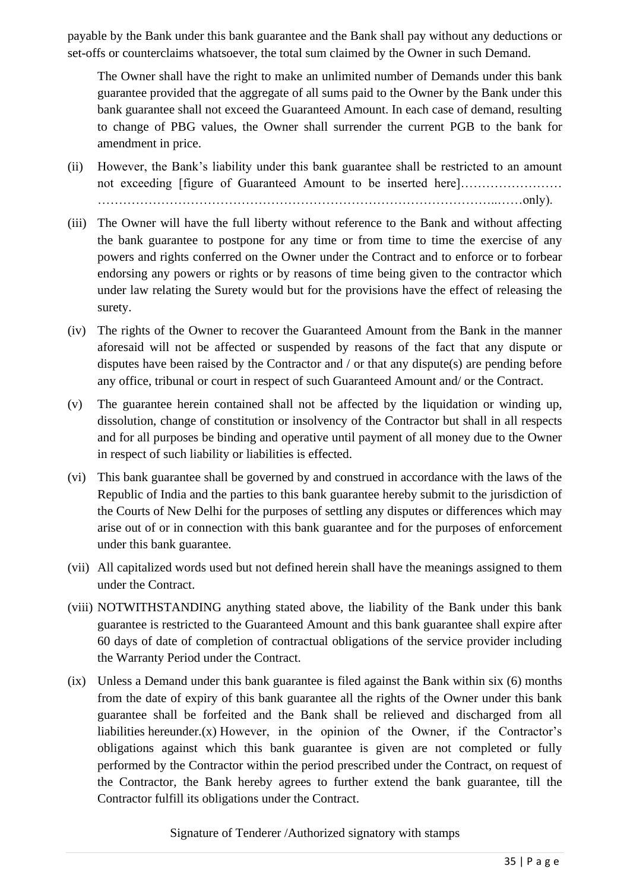payable by the Bank under this bank guarantee and the Bank shall pay without any deductions or set-offs or counterclaims whatsoever, the total sum claimed by the Owner in such Demand.

The Owner shall have the right to make an unlimited number of Demands under this bank guarantee provided that the aggregate of all sums paid to the Owner by the Bank under this bank guarantee shall not exceed the Guaranteed Amount. In each case of demand, resulting to change of PBG values, the Owner shall surrender the current PGB to the bank for amendment in price.

(ii) However, the Bank's liability under this bank guarantee shall be restricted to an amount not exceeding [figure of Guaranteed Amount to be inserted here]…………………… …………………………………………………………………………………..……only).

(iii) The Owner will have the full liberty without reference to the Bank and without affecting the bank guarantee to postpone for any time or from time to time the exercise of any powers and rights conferred on the Owner under the Contract and to enforce or to forbear endorsing any powers or rights or by reasons of time being given to the contractor which under law relating the Surety would but for the provisions have the effect of releasing the surety.

(iv) The rights of the Owner to recover the Guaranteed Amount from the Bank in the manner aforesaid will not be affected or suspended by reasons of the fact that any dispute or disputes have been raised by the Contractor and / or that any dispute(s) are pending before any office, tribunal or court in respect of such Guaranteed Amount and/ or the Contract.

(v) The guarantee herein contained shall not be affected by the liquidation or winding up, dissolution, change of constitution or insolvency of the Contractor but shall in all respects and for all purposes be binding and operative until payment of all money due to the Owner in respect of such liability or liabilities is effected.

(vi) This bank guarantee shall be governed by and construed in accordance with the laws of the Republic of India and the parties to this bank guarantee hereby submit to the jurisdiction of the Courts of New Delhi for the purposes of settling any disputes or differences which may arise out of or in connection with this bank guarantee and for the purposes of enforcement under this bank guarantee.

(vii) All capitalized words used but not defined herein shall have the meanings assigned to them under the Contract.

(viii) NOTWITHSTANDING anything stated above, the liability of the Bank under this bank guarantee is restricted to the Guaranteed Amount and this bank guarantee shall expire after 60 days of date of completion of contractual obligations of the service provider including the Warranty Period under the Contract.

(ix) Unless a Demand under this bank guarantee is filed against the Bank within six (6) months from the date of expiry of this bank guarantee all the rights of the Owner under this bank guarantee shall be forfeited and the Bank shall be relieved and discharged from all liabilities hereunder.(x) However, in the opinion of the Owner, if the Contractor's obligations against which this bank guarantee is given are not completed or fully performed by the Contractor within the period prescribed under the Contract, on request of the Contractor, the Bank hereby agrees to further extend the bank guarantee, till the Contractor fulfill its obligations under the Contract.

Signature of Tenderer /Authorized signatory with stamps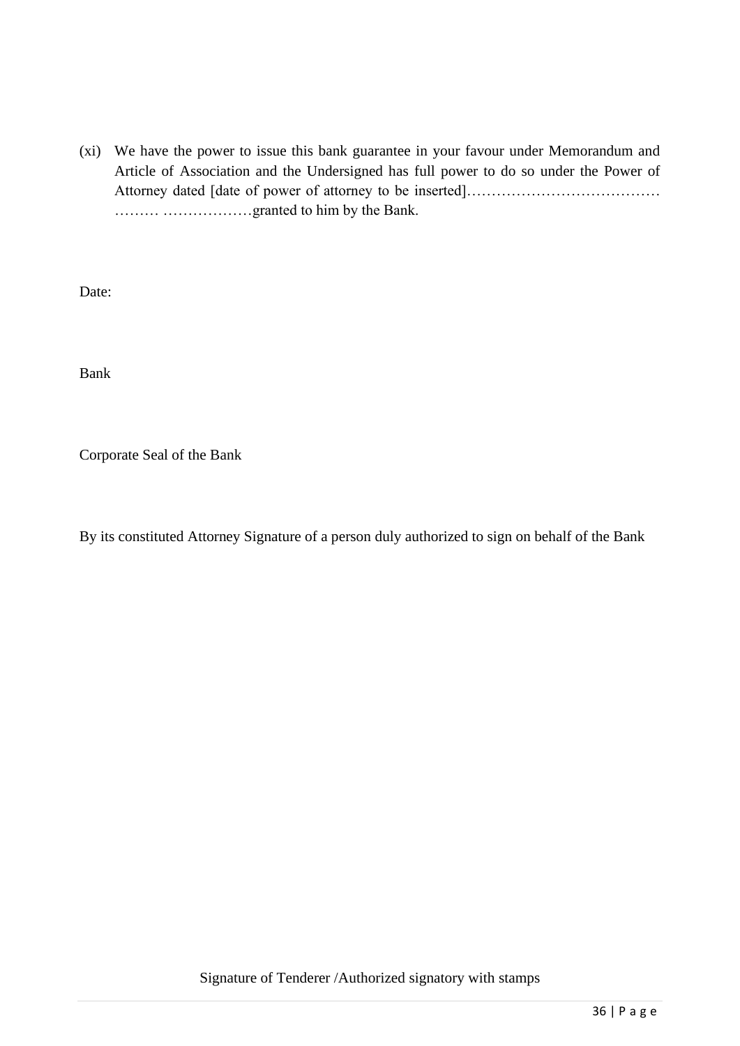(xi) We have the power to issue this bank guarantee in your favour under Memorandum and Article of Association and the Undersigned has full power to do so under the Power of Attorney dated [date of power of attorney to be inserted]………………………………… ……… ………………granted to him by the Bank.

Date:

Bank

Corporate Seal of the Bank

By its constituted Attorney Signature of a person duly authorized to sign on behalf of the Bank

Signature of Tenderer /Authorized signatory with stamps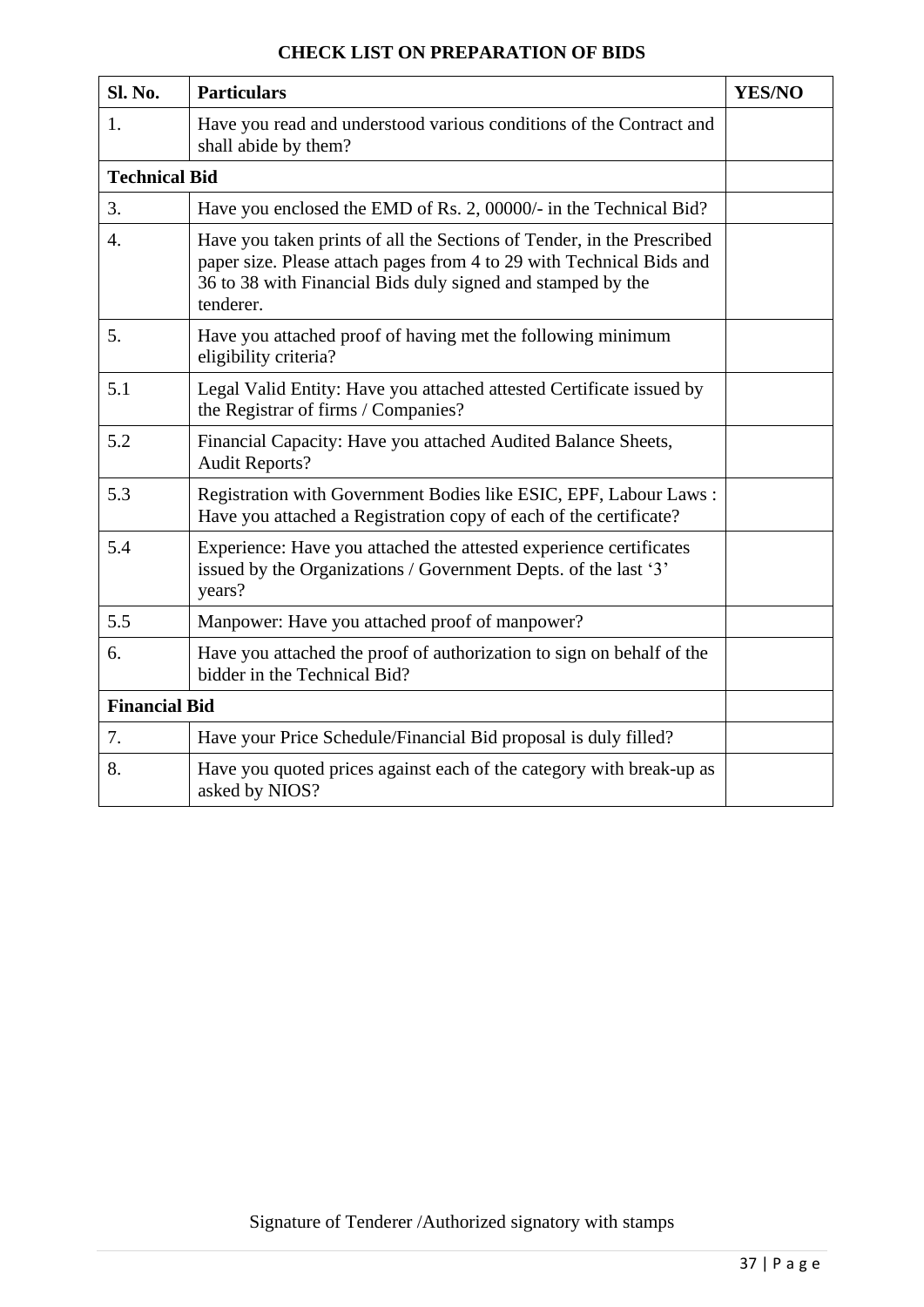**CHECK LIST ON PREPARATION OF BIDS**

| Sl. No. | Particulars | YES/NO |
|---|---|---|
| 1. | Have you read and understood various conditions of the Contract and shall abide by them? | |
| **Technical Bid** | | |
| 3. | Have you enclosed the EMD of Rs. 2, 00000/- in the Technical Bid? | |
| 4. | Have you taken prints of all the Sections of Tender, in the Prescribed paper size. Please attach pages from 4 to 29 with Technical Bids and 36 to 38 with Financial Bids duly signed and stamped by the tenderer. | |
| 5. | Have you attached proof of having met the following minimum eligibility criteria? | |
| 5.1 | Legal Valid Entity: Have you attached attested Certificate issued by the Registrar of firms / Companies? | |
| 5.2 | Financial Capacity: Have you attached Audited Balance Sheets, Audit Reports? | |
| 5.3 | Registration with Government Bodies like ESIC, EPF, Labour Laws : Have you attached a Registration copy of each of the certificate? | |
| 5.4 | Experience: Have you attached the attested experience certificates issued by the Organizations / Government Depts. of the last '3' years? | |
| 5.5 | Manpower: Have you attached proof of manpower? | |
| 6. | Have you attached the proof of authorization to sign on behalf of the bidder in the Technical Bid? | |
| **Financial Bid** | | |
| 7. | Have your Price Schedule/Financial Bid proposal is duly filled? | |
| 8. | Have you quoted prices against each of the category with break-up as asked by NIOS? | |

Signature of Tenderer /Authorized signatory with stamps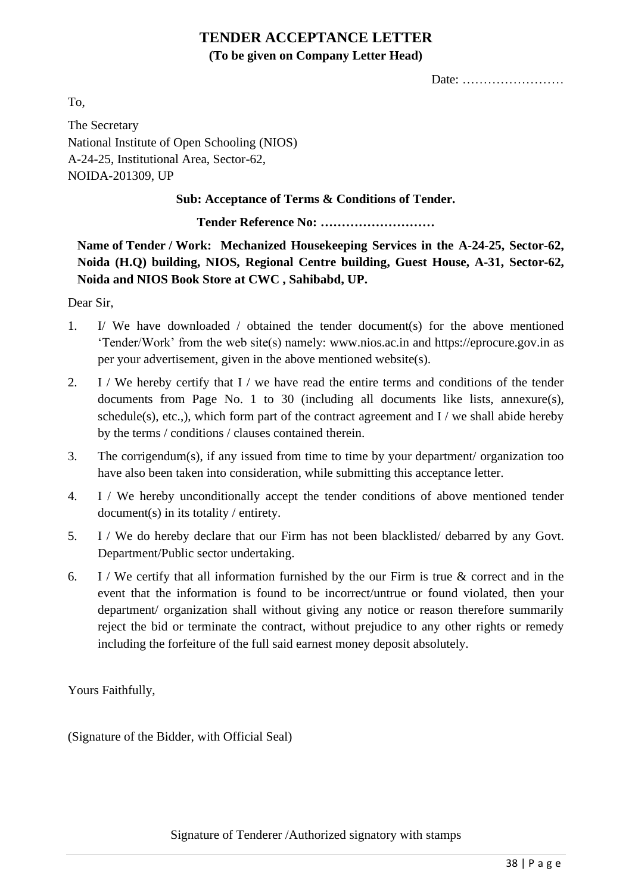# TENDER ACCEPTANCE LETTER

**(To be given on Company Letter Head)**

Date: ……………………

To,

The Secretary
National Institute of Open Schooling (NIOS)
A-24-25, Institutional Area, Sector-62,
NOIDA-201309, UP

**Sub: Acceptance of Terms & Conditions of Tender.**

**Tender Reference No: ………………………**

**Name of Tender / Work: Mechanized Housekeeping Services in the A-24-25, Sector-62, Noida (H.Q) building, NIOS, Regional Centre building, Guest House, A-31, Sector-62, Noida and NIOS Book Store at CWC , Sahibabd, UP.**

Dear Sir,

1. I/ We have downloaded / obtained the tender document(s) for the above mentioned 'Tender/Work' from the web site(s) namely: www.nios.ac.in and https://eprocure.gov.in as per your advertisement, given in the above mentioned website(s).
2. I / We hereby certify that I / we have read the entire terms and conditions of the tender documents from Page No. 1 to 30 (including all documents like lists, annexure(s), schedule(s), etc.,), which form part of the contract agreement and I / we shall abide hereby by the terms / conditions / clauses contained therein.
3. The corrigendum(s), if any issued from time to time by your department/ organization too have also been taken into consideration, while submitting this acceptance letter.
4. I / We hereby unconditionally accept the tender conditions of above mentioned tender document(s) in its totality / entirety.
5. I / We do hereby declare that our Firm has not been blacklisted/ debarred by any Govt. Department/Public sector undertaking.
6. I / We certify that all information furnished by the our Firm is true & correct and in the event that the information is found to be incorrect/untrue or found violated, then your department/ organization shall without giving any notice or reason therefore summarily reject the bid or terminate the contract, without prejudice to any other rights or remedy including the forfeiture of the full said earnest money deposit absolutely.

Yours Faithfully,

(Signature of the Bidder, with Official Seal)

Signature of Tenderer /Authorized signatory with stamps